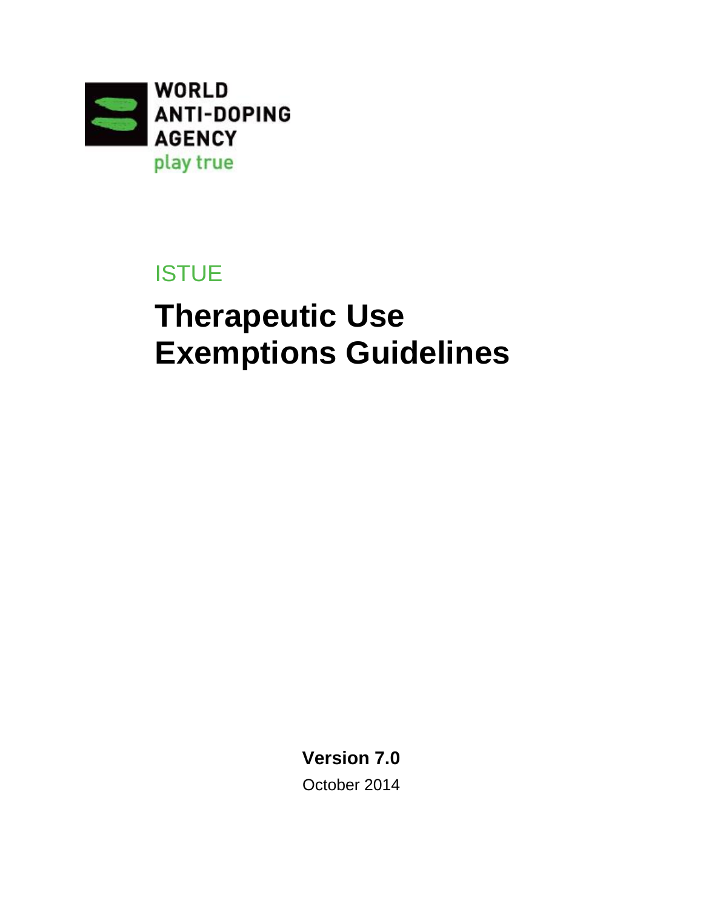WORLD
ANTI-DOPING
AGENCY
play true

ISTUE

# Therapeutic Use Exemptions Guidelines

**Version 7.0**

October 2014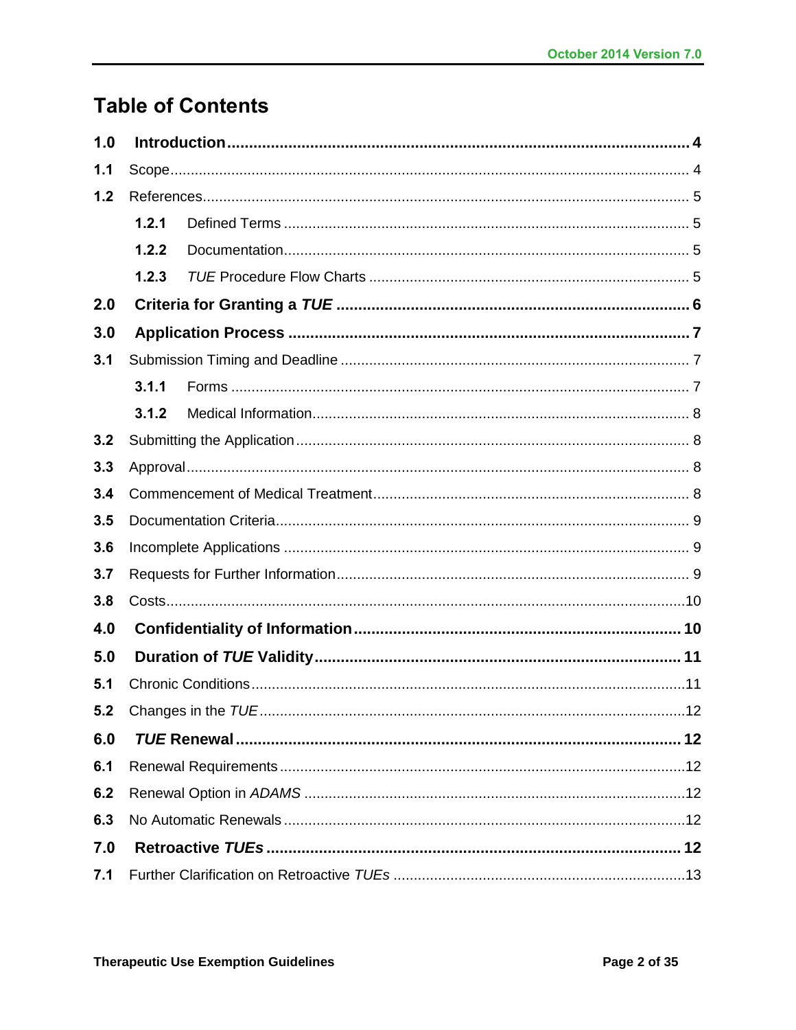# Table of Contents

**1.0 Introduction** .......... **4**

**1.1** Scope .......... 4

**1.2** References .......... 5

- **1.2.1** Defined Terms .......... 5
- **1.2.2** Documentation .......... 5
- **1.2.3** *TUE* Procedure Flow Charts .......... 5

**2.0 Criteria for Granting a *TUE*** .......... **6**

**3.0 Application Process** .......... **7**

**3.1** Submission Timing and Deadline .......... 7

- **3.1.1** Forms .......... 7
- **3.1.2** Medical Information .......... 8

**3.2** Submitting the Application .......... 8

**3.3** Approval .......... 8

**3.4** Commencement of Medical Treatment .......... 8

**3.5** Documentation Criteria .......... 9

**3.6** Incomplete Applications .......... 9

**3.7** Requests for Further Information .......... 9

**3.8** Costs .......... 10

**4.0 Confidentiality of Information** .......... **10**

**5.0 Duration of *TUE* Validity** .......... **11**

**5.1** Chronic Conditions .......... 11

**5.2** Changes in the *TUE* .......... 12

**6.0 *TUE* Renewal** .......... **12**

**6.1** Renewal Requirements .......... 12

**6.2** Renewal Option in *ADAMS* .......... 12

**6.3** No Automatic Renewals .......... 12

**7.0 Retroactive *TUEs*** .......... **12**

**7.1** Further Clarification on Retroactive *TUEs* .......... 13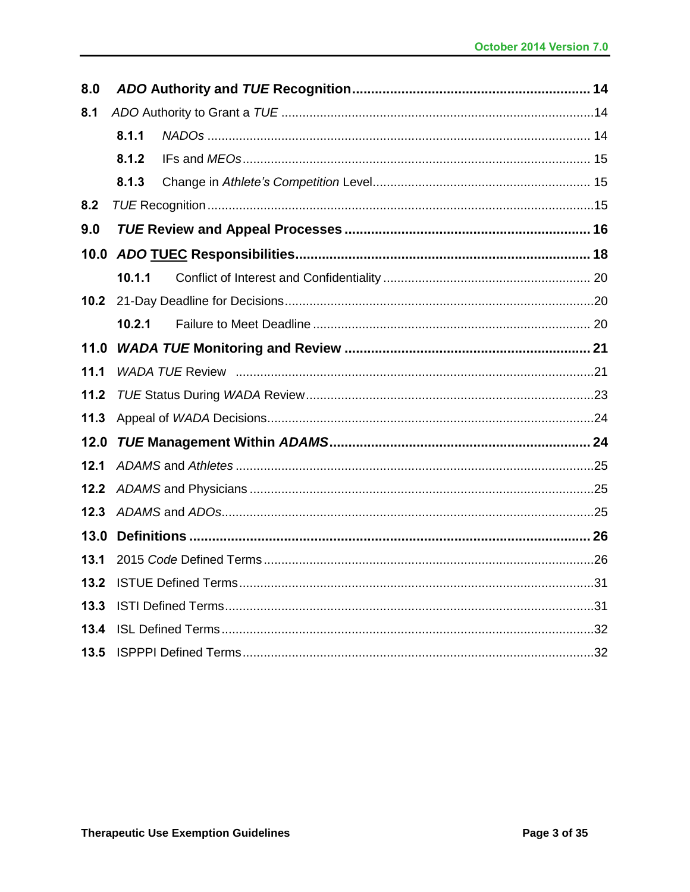**8.0 *ADO* Authority and *TUE* Recognition** .............................................................. **14**

**8.1** *ADO* Authority to Grant a *TUE* .........................................................................14

**8.1.1** *NADOs* ........................................................................................................... 14

**8.1.2** IFs and *MEOs* ................................................................................................. 15

**8.1.3** Change in *Athlete's Competition* Level............................................................. 15

**8.2** *TUE* Recognition ..............................................................................................15

**9.0 *TUE* Review and Appeal Processes** ................................................................ **16**

**10.0 *ADO* TUEC Responsibilities** ........................................................................... **18**

**10.1.1** Conflict of Interest and Confidentiality .......................................................... 20

**10.2** 21-Day Deadline for Decisions.........................................................................20

**10.2.1** Failure to Meet Deadline .............................................................................. 20

**11.0 *WADA TUE* Monitoring and Review** ................................................................ **21**

**11.1** *WADA TUE* Review ........................................................................................21

**11.2** *TUE* Status During *WADA* Review.....................................................................23

**11.3** Appeal of *WADA* Decisions................................................................................24

**12.0 *TUE* Management Within *ADAMS*** .................................................................... **24**

**12.1** *ADAMS* and *Athletes* .......................................................................................25

**12.2** *ADAMS* and Physicians ....................................................................................25

**12.3** *ADAMS* and *ADOs*.............................................................................................25

**13.0 Definitions** ....................................................................................................... **26**

**13.1** 2015 *Code* Defined Terms ................................................................................26

**13.2** ISTUE Defined Terms........................................................................................31

**13.3** ISTI Defined Terms............................................................................................31

**13.4** ISL Defined Terms.............................................................................................32

**13.5** ISPPPI Defined Terms........................................................................................32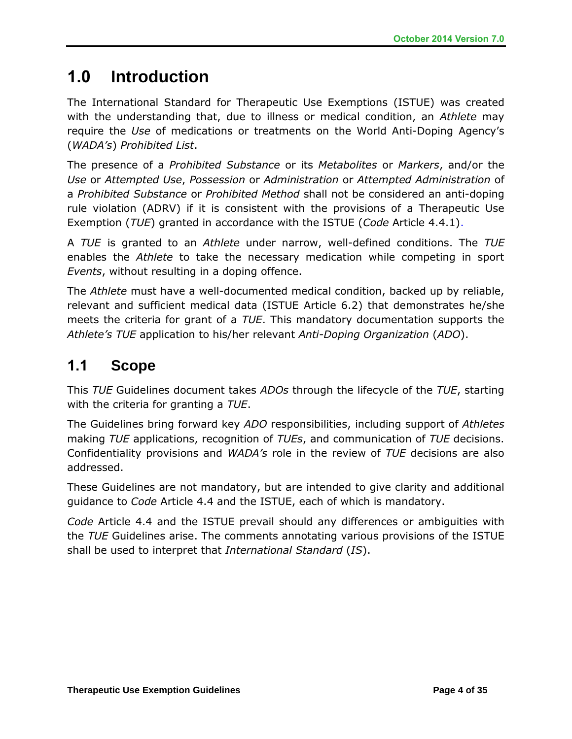# 1.0 Introduction

The International Standard for Therapeutic Use Exemptions (ISTUE) was created with the understanding that, due to illness or medical condition, an *Athlete* may require the *Use* of medications or treatments on the World Anti-Doping Agency's (*WADA's*) *Prohibited List*.

The presence of a *Prohibited Substance* or its *Metabolites* or *Markers*, and/or the *Use* or *Attempted Use*, *Possession* or *Administration* or *Attempted Administration* of a *Prohibited Substance* or *Prohibited Method* shall not be considered an anti-doping rule violation (ADRV) if it is consistent with the provisions of a Therapeutic Use Exemption (*TUE*) granted in accordance with the ISTUE (*Code* Article 4.4.1).

A *TUE* is granted to an *Athlete* under narrow, well-defined conditions. The *TUE* enables the *Athlete* to take the necessary medication while competing in sport *Events*, without resulting in a doping offence.

The *Athlete* must have a well-documented medical condition, backed up by reliable, relevant and sufficient medical data (ISTUE Article 6.2) that demonstrates he/she meets the criteria for grant of a *TUE*. This mandatory documentation supports the *Athlete's TUE* application to his/her relevant *Anti-Doping Organization* (*ADO*).

## 1.1 Scope

This *TUE* Guidelines document takes *ADOs* through the lifecycle of the *TUE*, starting with the criteria for granting a *TUE*.

The Guidelines bring forward key *ADO* responsibilities, including support of *Athletes* making *TUE* applications, recognition of *TUEs*, and communication of *TUE* decisions. Confidentiality provisions and *WADA's* role in the review of *TUE* decisions are also addressed.

These Guidelines are not mandatory, but are intended to give clarity and additional guidance to *Code* Article 4.4 and the ISTUE, each of which is mandatory.

*Code* Article 4.4 and the ISTUE prevail should any differences or ambiguities with the *TUE* Guidelines arise. The comments annotating various provisions of the ISTUE shall be used to interpret that *International Standard* (*IS*).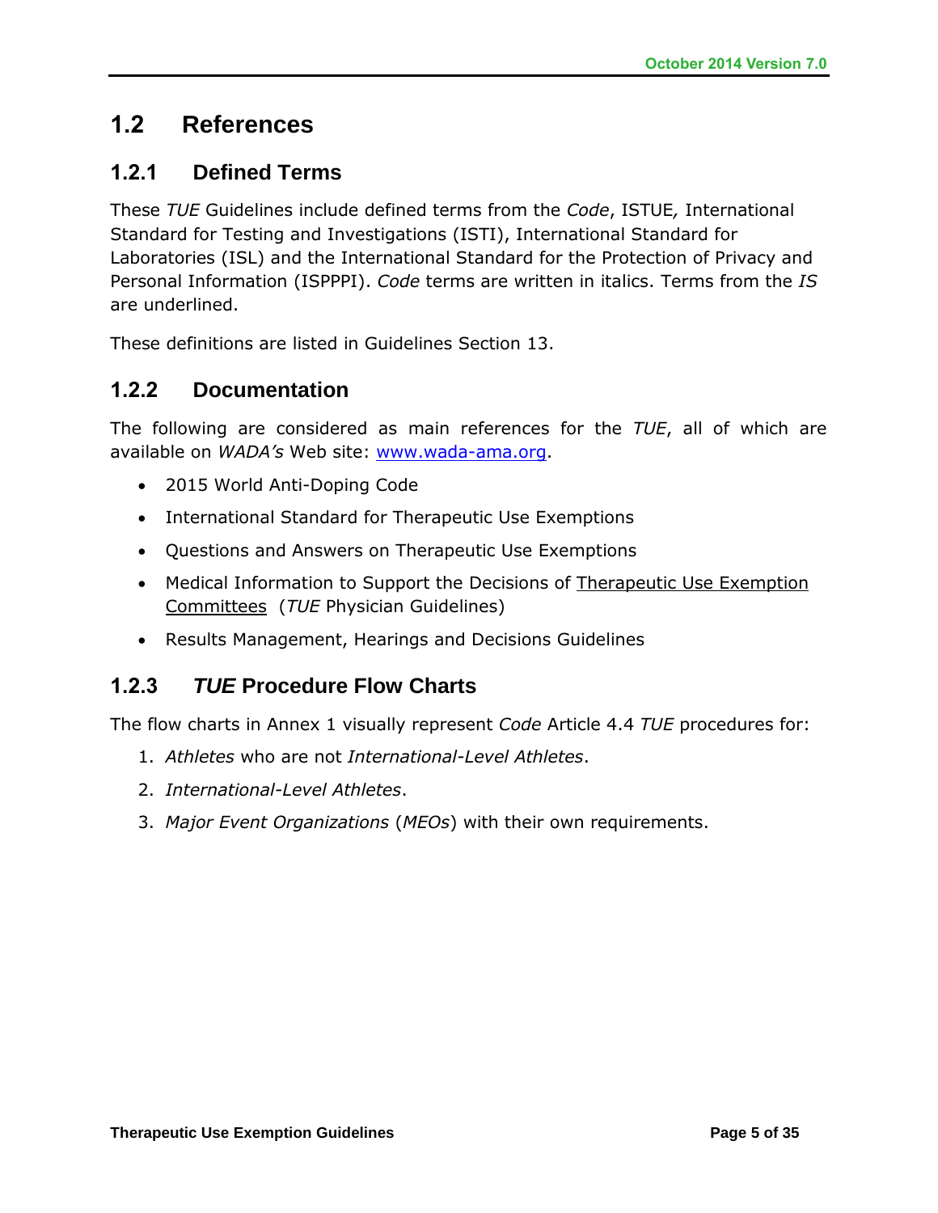## 1.2 References

### 1.2.1 Defined Terms

These *TUE* Guidelines include defined terms from the *Code*, ISTUE, International Standard for Testing and Investigations (ISTI), International Standard for Laboratories (ISL) and the International Standard for the Protection of Privacy and Personal Information (ISPPPI). *Code* terms are written in italics. Terms from the *IS* are underlined.

These definitions are listed in Guidelines Section 13.

### 1.2.2 Documentation

The following are considered as main references for the *TUE*, all of which are available on *WADA's* Web site: www.wada-ama.org.

- 2015 World Anti-Doping Code
- International Standard for Therapeutic Use Exemptions
- Questions and Answers on Therapeutic Use Exemptions
- Medical Information to Support the Decisions of <u>Therapeutic Use Exemption Committees</u> (*TUE* Physician Guidelines)
- Results Management, Hearings and Decisions Guidelines

### 1.2.3 *TUE* Procedure Flow Charts

The flow charts in Annex 1 visually represent *Code* Article 4.4 *TUE* procedures for:

1. *Athletes* who are not *International-Level Athletes*.
2. *International-Level Athletes*.
3. *Major Event Organizations* (*MEOs*) with their own requirements.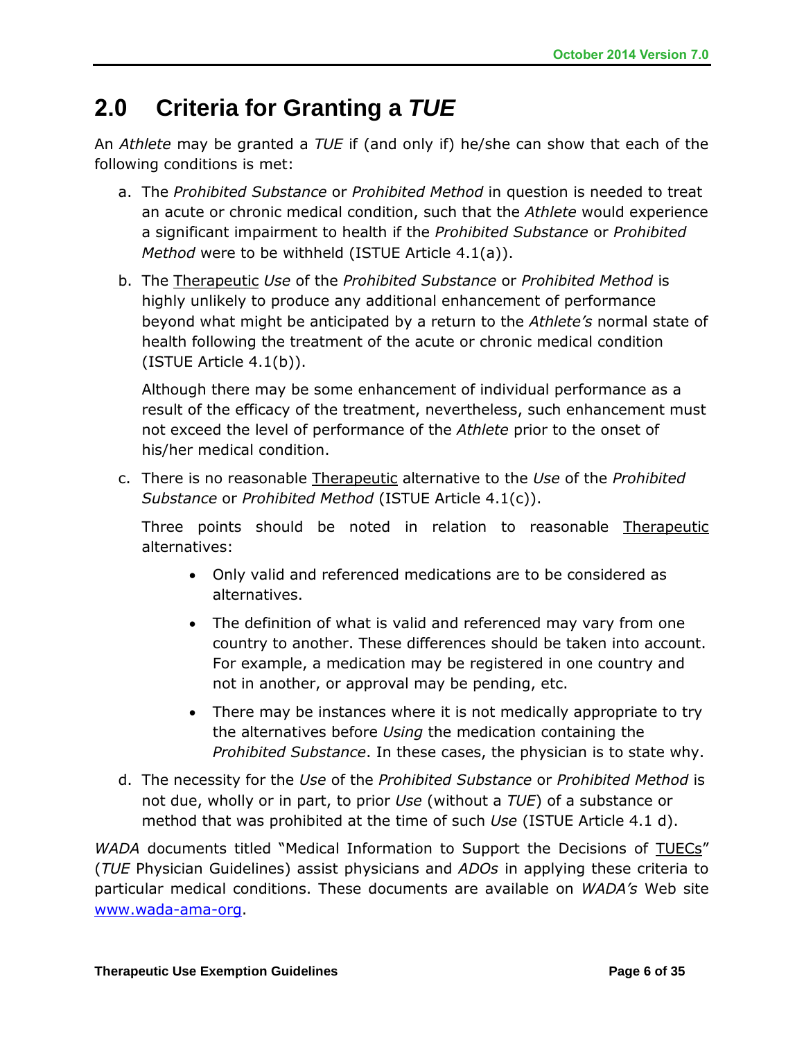## 2.0 Criteria for Granting a *TUE*

An *Athlete* may be granted a *TUE* if (and only if) he/she can show that each of the following conditions is met:

a. The *Prohibited Substance* or *Prohibited Method* in question is needed to treat an acute or chronic medical condition, such that the *Athlete* would experience a significant impairment to health if the *Prohibited Substance* or *Prohibited Method* were to be withheld (ISTUE Article 4.1(a)).

b. The Therapeutic *Use* of the *Prohibited Substance* or *Prohibited Method* is highly unlikely to produce any additional enhancement of performance beyond what might be anticipated by a return to the *Athlete's* normal state of health following the treatment of the acute or chronic medical condition (ISTUE Article 4.1(b)).

   Although there may be some enhancement of individual performance as a result of the efficacy of the treatment, nevertheless, such enhancement must not exceed the level of performance of the *Athlete* prior to the onset of his/her medical condition.

c. There is no reasonable Therapeutic alternative to the *Use* of the *Prohibited Substance* or *Prohibited Method* (ISTUE Article 4.1(c)).

   Three points should be noted in relation to reasonable Therapeutic alternatives:

   - Only valid and referenced medications are to be considered as alternatives.
   - The definition of what is valid and referenced may vary from one country to another. These differences should be taken into account. For example, a medication may be registered in one country and not in another, or approval may be pending, etc.
   - There may be instances where it is not medically appropriate to try the alternatives before *Using* the medication containing the *Prohibited Substance*. In these cases, the physician is to state why.

d. The necessity for the *Use* of the *Prohibited Substance* or *Prohibited Method* is not due, wholly or in part, to prior *Use* (without a *TUE*) of a substance or method that was prohibited at the time of such *Use* (ISTUE Article 4.1 d).

*WADA* documents titled "Medical Information to Support the Decisions of TUECs" (*TUE* Physician Guidelines) assist physicians and *ADOs* in applying these criteria to particular medical conditions. These documents are available on *WADA's* Web site www.wada-ama-org.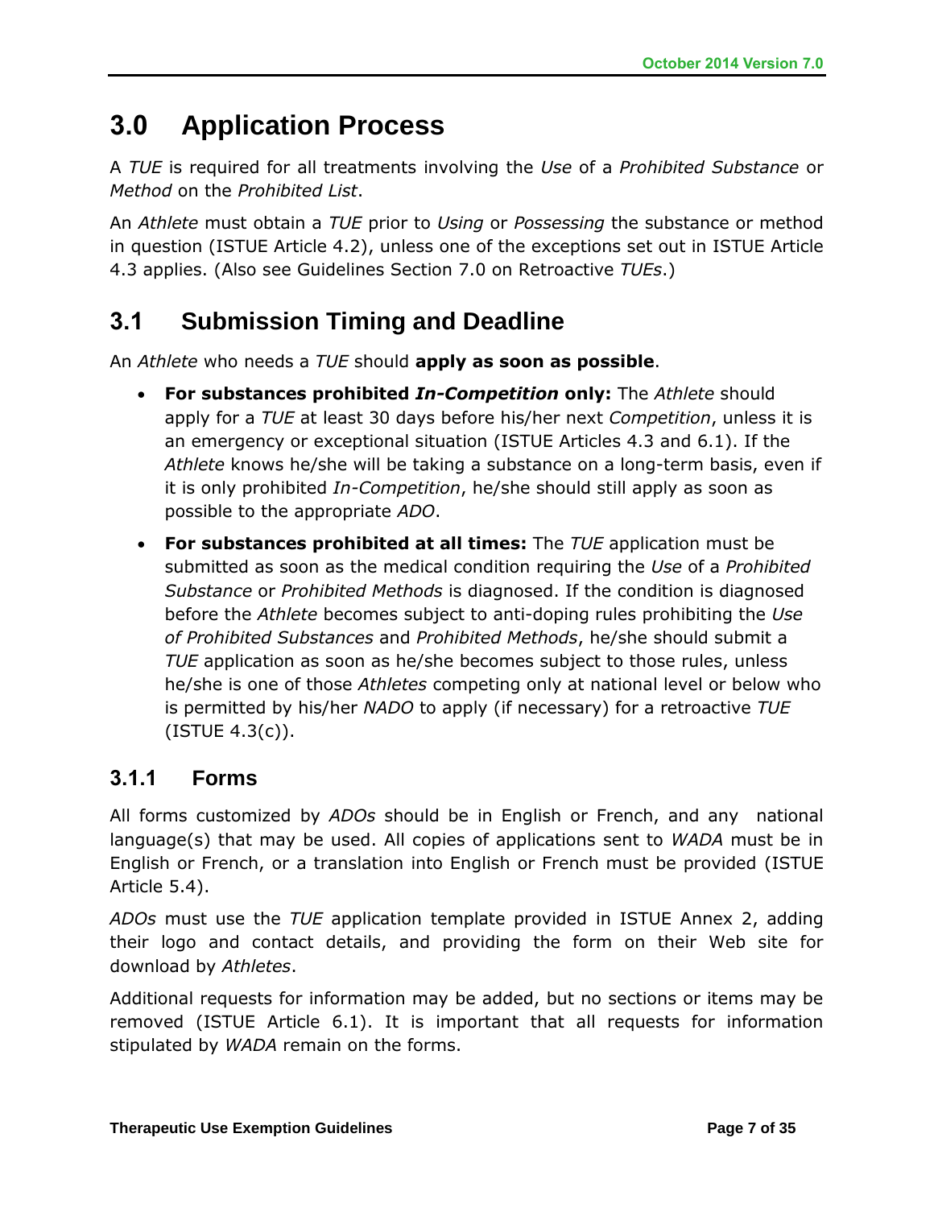# 3.0 Application Process

A *TUE* is required for all treatments involving the *Use* of a *Prohibited Substance* or *Method* on the *Prohibited List*.

An *Athlete* must obtain a *TUE* prior to *Using* or *Possessing* the substance or method in question (ISTUE Article 4.2), unless one of the exceptions set out in ISTUE Article 4.3 applies. (Also see Guidelines Section 7.0 on Retroactive *TUEs*.)

## 3.1 Submission Timing and Deadline

An *Athlete* who needs a *TUE* should **apply as soon as possible**.

- **For substances prohibited *In-Competition* only:** The *Athlete* should apply for a *TUE* at least 30 days before his/her next *Competition*, unless it is an emergency or exceptional situation (ISTUE Articles 4.3 and 6.1). If the *Athlete* knows he/she will be taking a substance on a long-term basis, even if it is only prohibited *In-Competition*, he/she should still apply as soon as possible to the appropriate *ADO*.
- **For substances prohibited at all times:** The *TUE* application must be submitted as soon as the medical condition requiring the *Use* of a *Prohibited Substance* or *Prohibited Methods* is diagnosed. If the condition is diagnosed before the *Athlete* becomes subject to anti-doping rules prohibiting the *Use of Prohibited Substances* and *Prohibited Methods*, he/she should submit a *TUE* application as soon as he/she becomes subject to those rules, unless he/she is one of those *Athletes* competing only at national level or below who is permitted by his/her *NADO* to apply (if necessary) for a retroactive *TUE* (ISTUE 4.3(c)).

### 3.1.1 Forms

All forms customized by *ADOs* should be in English or French, and any national language(s) that may be used. All copies of applications sent to *WADA* must be in English or French, or a translation into English or French must be provided (ISTUE Article 5.4).

*ADOs* must use the *TUE* application template provided in ISTUE Annex 2, adding their logo and contact details, and providing the form on their Web site for download by *Athletes*.

Additional requests for information may be added, but no sections or items may be removed (ISTUE Article 6.1). It is important that all requests for information stipulated by *WADA* remain on the forms.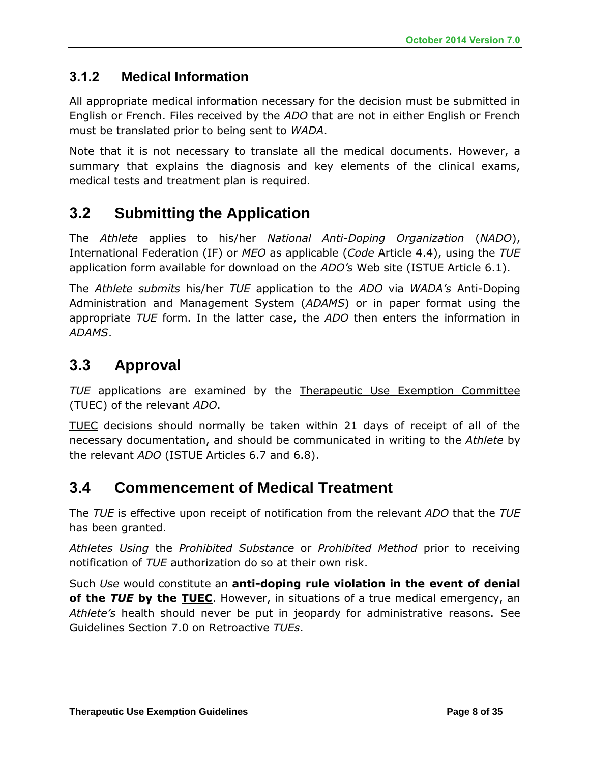### 3.1.2 Medical Information

All appropriate medical information necessary for the decision must be submitted in English or French. Files received by the *ADO* that are not in either English or French must be translated prior to being sent to *WADA*.

Note that it is not necessary to translate all the medical documents. However, a summary that explains the diagnosis and key elements of the clinical exams, medical tests and treatment plan is required.

## 3.2 Submitting the Application

The *Athlete* applies to his/her *National Anti-Doping Organization* (*NADO*), International Federation (IF) or *MEO* as applicable (*Code* Article 4.4), using the *TUE* application form available for download on the *ADO's* Web site (ISTUE Article 6.1).

The *Athlete submits* his/her *TUE* application to the *ADO* via *WADA's* Anti-Doping Administration and Management System (*ADAMS*) or in paper format using the appropriate *TUE* form. In the latter case, the *ADO* then enters the information in *ADAMS*.

## 3.3 Approval

*TUE* applications are examined by the <u>Therapeutic Use Exemption Committee</u> (<u>TUEC</u>) of the relevant *ADO*.

<u>TUEC</u> decisions should normally be taken within 21 days of receipt of all of the necessary documentation, and should be communicated in writing to the *Athlete* by the relevant *ADO* (ISTUE Articles 6.7 and 6.8).

## 3.4 Commencement of Medical Treatment

The *TUE* is effective upon receipt of notification from the relevant *ADO* that the *TUE* has been granted.

*Athletes Using* the *Prohibited Substance* or *Prohibited Method* prior to receiving notification of *TUE* authorization do so at their own risk.

Such *Use* would constitute an **anti-doping rule violation in the event of denial of the *TUE* by the <u>TUEC</u>**. However, in situations of a true medical emergency, an *Athlete's* health should never be put in jeopardy for administrative reasons. See Guidelines Section 7.0 on Retroactive *TUEs*.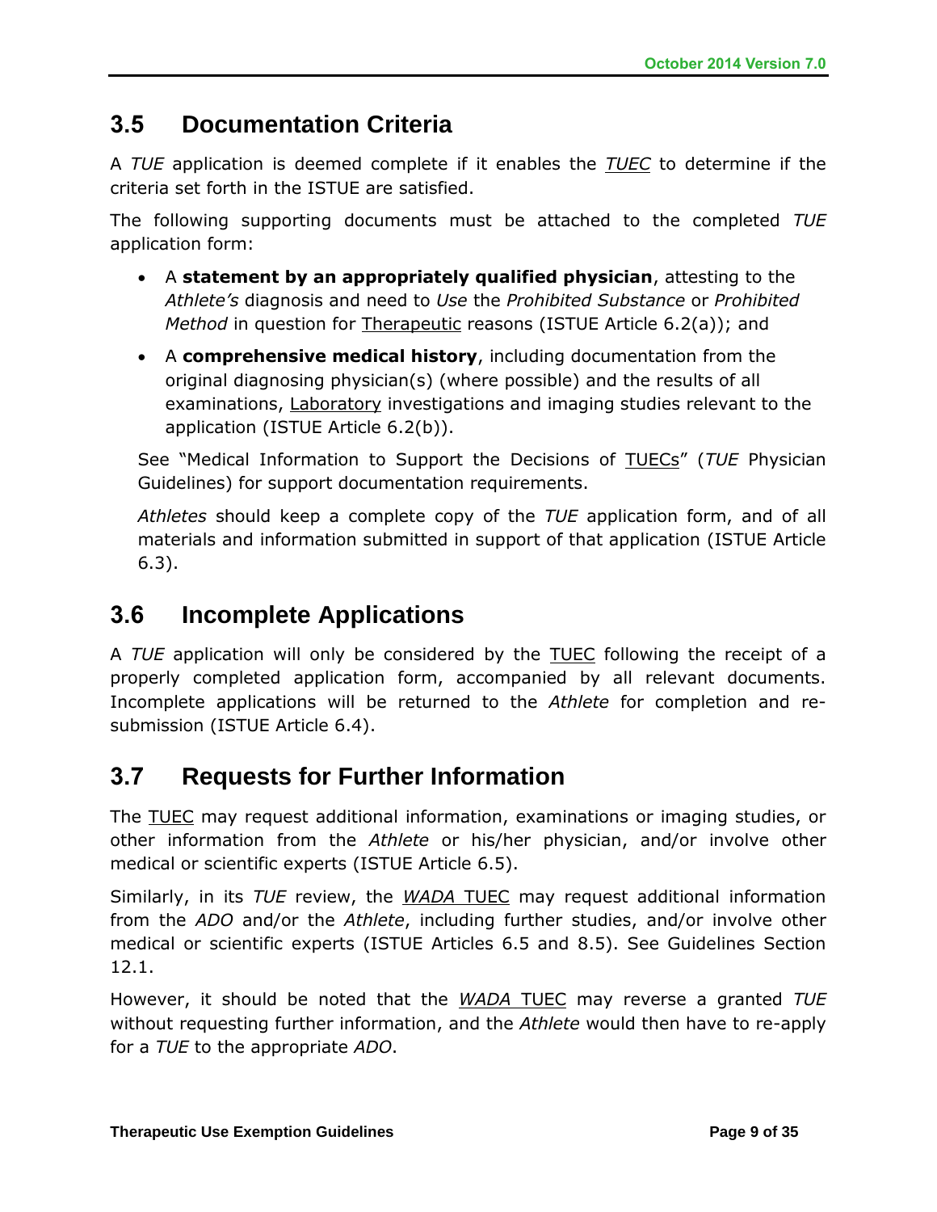## 3.5 Documentation Criteria

A *TUE* application is deemed complete if it enables the *TUEC* to determine if the criteria set forth in the ISTUE are satisfied.

The following supporting documents must be attached to the completed *TUE* application form:

- A **statement by an appropriately qualified physician**, attesting to the *Athlete's* diagnosis and need to *Use* the *Prohibited Substance* or *Prohibited Method* in question for Therapeutic reasons (ISTUE Article 6.2(a)); and
- A **comprehensive medical history**, including documentation from the original diagnosing physician(s) (where possible) and the results of all examinations, Laboratory investigations and imaging studies relevant to the application (ISTUE Article 6.2(b)).

See "Medical Information to Support the Decisions of TUECs" (*TUE* Physician Guidelines) for support documentation requirements.

*Athletes* should keep a complete copy of the *TUE* application form, and of all materials and information submitted in support of that application (ISTUE Article 6.3).

## 3.6 Incomplete Applications

A *TUE* application will only be considered by the TUEC following the receipt of a properly completed application form, accompanied by all relevant documents. Incomplete applications will be returned to the *Athlete* for completion and re-submission (ISTUE Article 6.4).

## 3.7 Requests for Further Information

The TUEC may request additional information, examinations or imaging studies, or other information from the *Athlete* or his/her physician, and/or involve other medical or scientific experts (ISTUE Article 6.5).

Similarly, in its *TUE* review, the *WADA* TUEC may request additional information from the *ADO* and/or the *Athlete*, including further studies, and/or involve other medical or scientific experts (ISTUE Articles 6.5 and 8.5). See Guidelines Section 12.1.

However, it should be noted that the *WADA* TUEC may reverse a granted *TUE* without requesting further information, and the *Athlete* would then have to re-apply for a *TUE* to the appropriate *ADO*.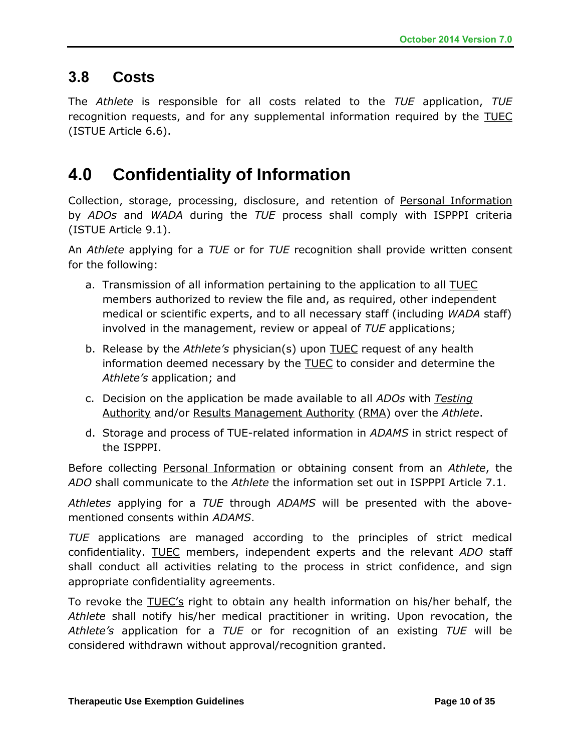## 3.8 Costs

The *Athlete* is responsible for all costs related to the *TUE* application, *TUE* recognition requests, and for any supplemental information required by the TUEC (ISTUE Article 6.6).

# 4.0 Confidentiality of Information

Collection, storage, processing, disclosure, and retention of Personal Information by *ADOs* and *WADA* during the *TUE* process shall comply with ISPPPI criteria (ISTUE Article 9.1).

An *Athlete* applying for a *TUE* or for *TUE* recognition shall provide written consent for the following:

a. Transmission of all information pertaining to the application to all TUEC members authorized to review the file and, as required, other independent medical or scientific experts, and to all necessary staff (including *WADA* staff) involved in the management, review or appeal of *TUE* applications;

b. Release by the *Athlete's* physician(s) upon TUEC request of any health information deemed necessary by the TUEC to consider and determine the *Athlete's* application; and

c. Decision on the application be made available to all *ADOs* with *Testing* Authority and/or Results Management Authority (RMA) over the *Athlete*.

d. Storage and process of TUE-related information in *ADAMS* in strict respect of the ISPPPI.

Before collecting Personal Information or obtaining consent from an *Athlete*, the *ADO* shall communicate to the *Athlete* the information set out in ISPPPI Article 7.1.

*Athletes* applying for a *TUE* through *ADAMS* will be presented with the above-mentioned consents within *ADAMS*.

*TUE* applications are managed according to the principles of strict medical confidentiality. TUEC members, independent experts and the relevant *ADO* staff shall conduct all activities relating to the process in strict confidence, and sign appropriate confidentiality agreements.

To revoke the TUEC's right to obtain any health information on his/her behalf, the *Athlete* shall notify his/her medical practitioner in writing. Upon revocation, the *Athlete's* application for a *TUE* or for recognition of an existing *TUE* will be considered withdrawn without approval/recognition granted.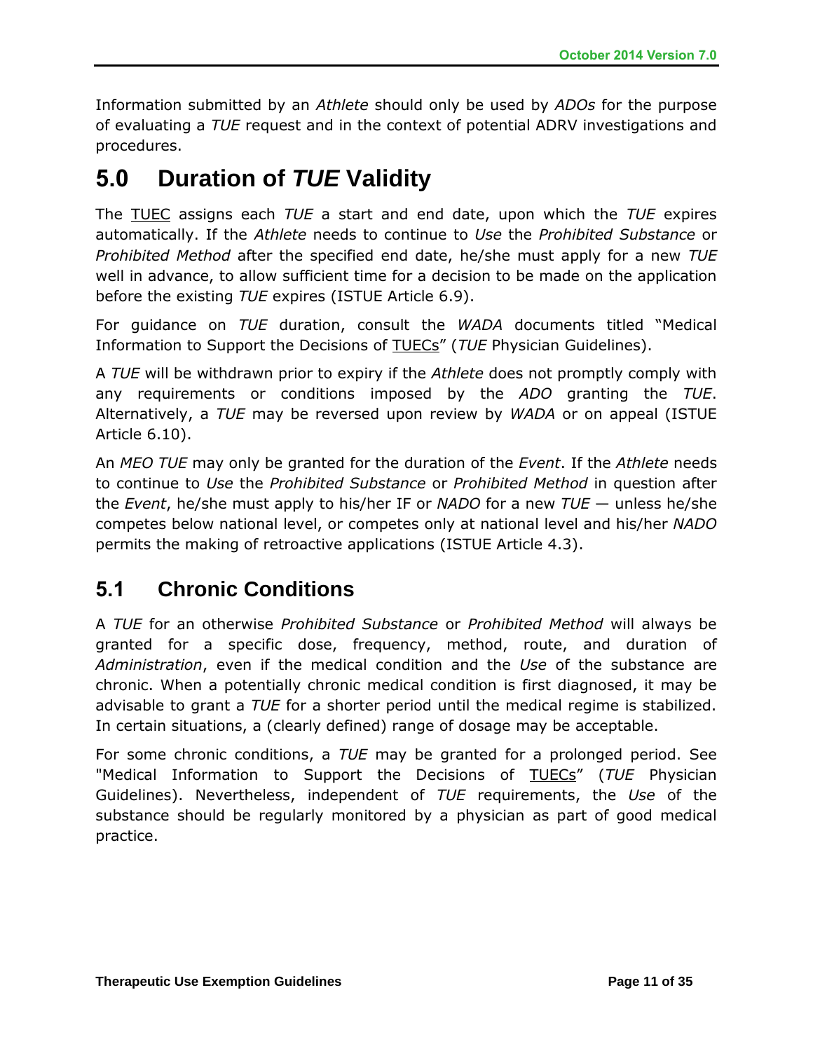Information submitted by an *Athlete* should only be used by *ADOs* for the purpose of evaluating a *TUE* request and in the context of potential ADRV investigations and procedures.

# 5.0 Duration of *TUE* Validity

The TUEC assigns each *TUE* a start and end date, upon which the *TUE* expires automatically. If the *Athlete* needs to continue to *Use* the *Prohibited Substance* or *Prohibited Method* after the specified end date, he/she must apply for a new *TUE* well in advance, to allow sufficient time for a decision to be made on the application before the existing *TUE* expires (ISTUE Article 6.9).

For guidance on *TUE* duration, consult the *WADA* documents titled "Medical Information to Support the Decisions of TUECs" (*TUE* Physician Guidelines).

A *TUE* will be withdrawn prior to expiry if the *Athlete* does not promptly comply with any requirements or conditions imposed by the *ADO* granting the *TUE*. Alternatively, a *TUE* may be reversed upon review by *WADA* or on appeal (ISTUE Article 6.10).

An *MEO TUE* may only be granted for the duration of the *Event*. If the *Athlete* needs to continue to *Use* the *Prohibited Substance* or *Prohibited Method* in question after the *Event*, he/she must apply to his/her IF or *NADO* for a new *TUE* — unless he/she competes below national level, or competes only at national level and his/her *NADO* permits the making of retroactive applications (ISTUE Article 4.3).

## 5.1 Chronic Conditions

A *TUE* for an otherwise *Prohibited Substance* or *Prohibited Method* will always be granted for a specific dose, frequency, method, route, and duration of *Administration*, even if the medical condition and the *Use* of the substance are chronic. When a potentially chronic medical condition is first diagnosed, it may be advisable to grant a *TUE* for a shorter period until the medical regime is stabilized. In certain situations, a (clearly defined) range of dosage may be acceptable.

For some chronic conditions, a *TUE* may be granted for a prolonged period. See "Medical Information to Support the Decisions of TUECs" (*TUE* Physician Guidelines). Nevertheless, independent of *TUE* requirements, the *Use* of the substance should be regularly monitored by a physician as part of good medical practice.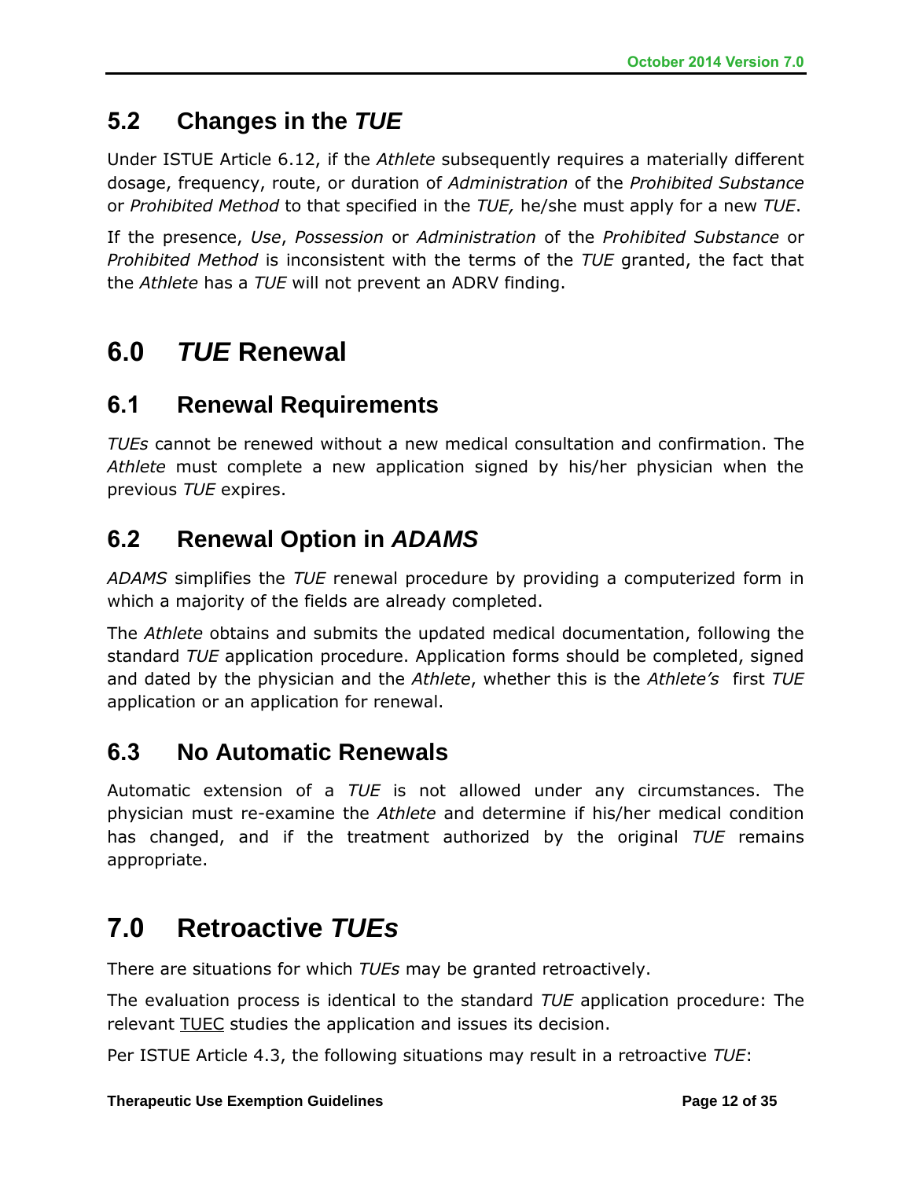## 5.2 Changes in the *TUE*

Under ISTUE Article 6.12, if the *Athlete* subsequently requires a materially different dosage, frequency, route, or duration of *Administration* of the *Prohibited Substance* or *Prohibited Method* to that specified in the *TUE,* he/she must apply for a new *TUE*.

If the presence, *Use*, *Possession* or *Administration* of the *Prohibited Substance* or *Prohibited Method* is inconsistent with the terms of the *TUE* granted, the fact that the *Athlete* has a *TUE* will not prevent an ADRV finding.

# 6.0 *TUE* Renewal

## 6.1 Renewal Requirements

*TUEs* cannot be renewed without a new medical consultation and confirmation. The *Athlete* must complete a new application signed by his/her physician when the previous *TUE* expires.

## 6.2 Renewal Option in *ADAMS*

*ADAMS* simplifies the *TUE* renewal procedure by providing a computerized form in which a majority of the fields are already completed.

The *Athlete* obtains and submits the updated medical documentation, following the standard *TUE* application procedure. Application forms should be completed, signed and dated by the physician and the *Athlete*, whether this is the *Athlete's* first *TUE* application or an application for renewal.

## 6.3 No Automatic Renewals

Automatic extension of a *TUE* is not allowed under any circumstances. The physician must re-examine the *Athlete* and determine if his/her medical condition has changed, and if the treatment authorized by the original *TUE* remains appropriate.

# 7.0 Retroactive *TUEs*

There are situations for which *TUEs* may be granted retroactively.

The evaluation process is identical to the standard *TUE* application procedure: The relevant TUEC studies the application and issues its decision.

Per ISTUE Article 4.3, the following situations may result in a retroactive *TUE*: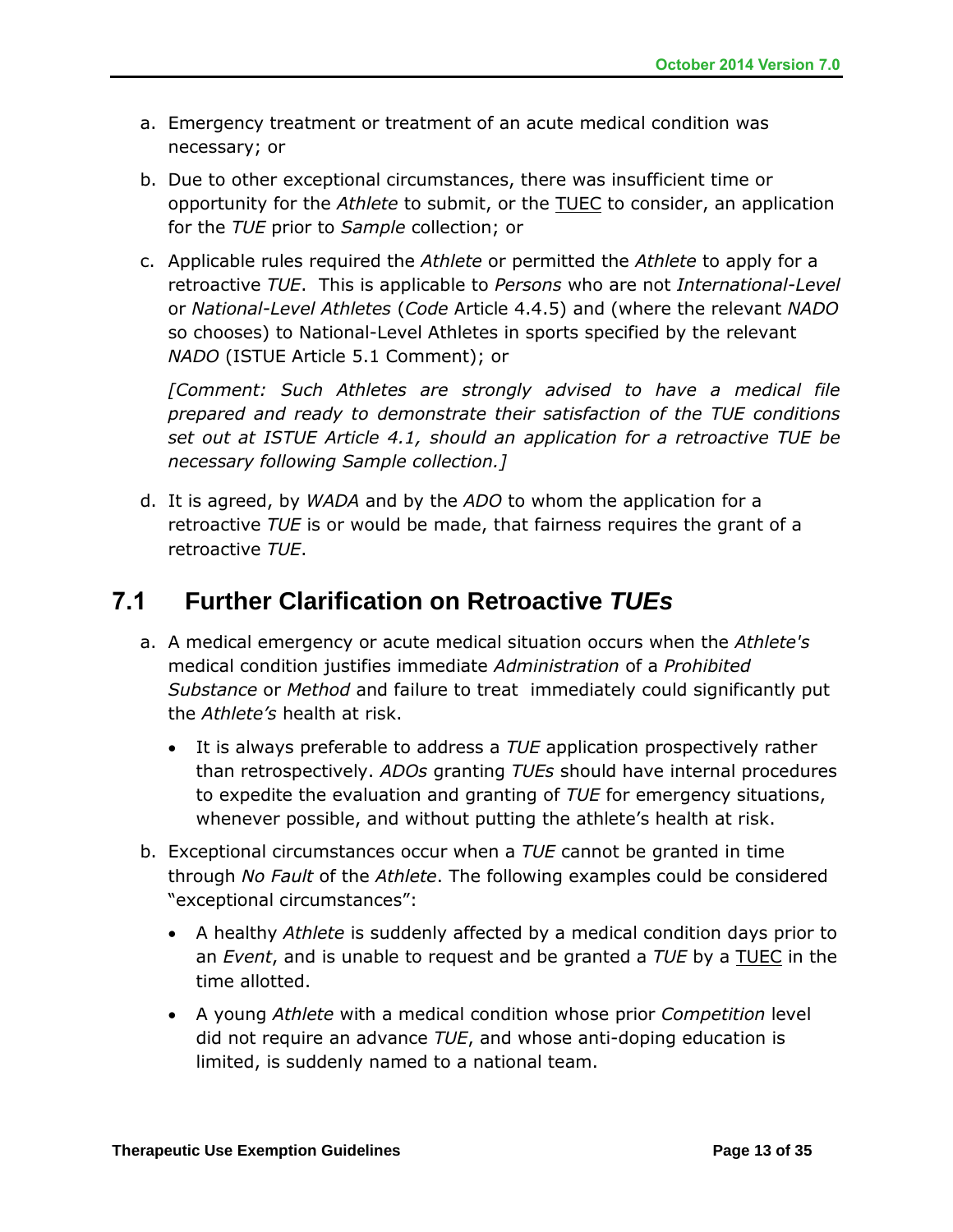a. Emergency treatment or treatment of an acute medical condition was necessary; or

b. Due to other exceptional circumstances, there was insufficient time or opportunity for the *Athlete* to submit, or the TUEC to consider, an application for the *TUE* prior to *Sample* collection; or

c. Applicable rules required the *Athlete* or permitted the *Athlete* to apply for a retroactive *TUE*. This is applicable to *Persons* who are not *International-Level* or *National-Level Athletes* (*Code* Article 4.4.5) and (where the relevant *NADO* so chooses) to National-Level Athletes in sports specified by the relevant *NADO* (ISTUE Article 5.1 Comment); or

   *[Comment: Such Athletes are strongly advised to have a medical file prepared and ready to demonstrate their satisfaction of the TUE conditions set out at ISTUE Article 4.1, should an application for a retroactive TUE be necessary following Sample collection.]*

d. It is agreed, by *WADA* and by the *ADO* to whom the application for a retroactive *TUE* is or would be made, that fairness requires the grant of a retroactive *TUE*.

## 7.1 Further Clarification on Retroactive *TUEs*

a. A medical emergency or acute medical situation occurs when the *Athlete's* medical condition justifies immediate *Administration* of a *Prohibited Substance* or *Method* and failure to treat immediately could significantly put the *Athlete's* health at risk.

   - It is always preferable to address a *TUE* application prospectively rather than retrospectively. *ADOs* granting *TUEs* should have internal procedures to expedite the evaluation and granting of *TUE* for emergency situations, whenever possible, and without putting the athlete's health at risk.

b. Exceptional circumstances occur when a *TUE* cannot be granted in time through *No Fault* of the *Athlete*. The following examples could be considered "exceptional circumstances":

   - A healthy *Athlete* is suddenly affected by a medical condition days prior to an *Event*, and is unable to request and be granted a *TUE* by a TUEC in the time allotted.
   - A young *Athlete* with a medical condition whose prior *Competition* level did not require an advance *TUE*, and whose anti-doping education is limited, is suddenly named to a national team.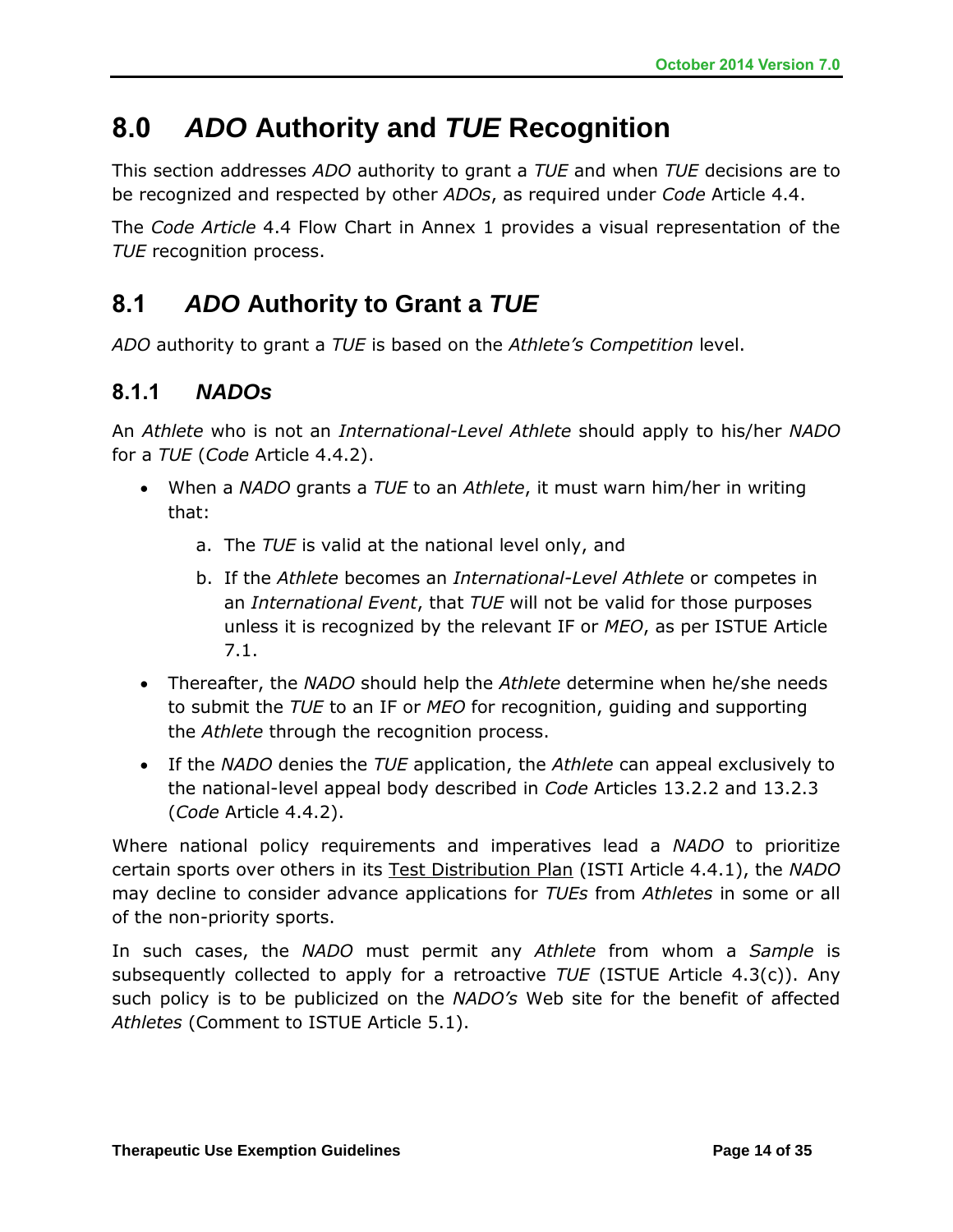# 8.0 *ADO* Authority and *TUE* Recognition

This section addresses *ADO* authority to grant a *TUE* and when *TUE* decisions are to be recognized and respected by other *ADOs*, as required under *Code* Article 4.4.

The *Code Article* 4.4 Flow Chart in Annex 1 provides a visual representation of the *TUE* recognition process.

## 8.1 *ADO* Authority to Grant a *TUE*

*ADO* authority to grant a *TUE* is based on the *Athlete's Competition* level.

### 8.1.1 *NADOs*

An *Athlete* who is not an *International-Level Athlete* should apply to his/her *NADO* for a *TUE* (*Code* Article 4.4.2).

- When a *NADO* grants a *TUE* to an *Athlete*, it must warn him/her in writing that:
    a. The *TUE* is valid at the national level only, and
    b. If the *Athlete* becomes an *International-Level Athlete* or competes in an *International Event*, that *TUE* will not be valid for those purposes unless it is recognized by the relevant IF or *MEO*, as per ISTUE Article 7.1.
- Thereafter, the *NADO* should help the *Athlete* determine when he/she needs to submit the *TUE* to an IF or *MEO* for recognition, guiding and supporting the *Athlete* through the recognition process.
- If the *NADO* denies the *TUE* application, the *Athlete* can appeal exclusively to the national-level appeal body described in *Code* Articles 13.2.2 and 13.2.3 (*Code* Article 4.4.2).

Where national policy requirements and imperatives lead a *NADO* to prioritize certain sports over others in its Test Distribution Plan (ISTI Article 4.4.1), the *NADO* may decline to consider advance applications for *TUEs* from *Athletes* in some or all of the non-priority sports.

In such cases, the *NADO* must permit any *Athlete* from whom a *Sample* is subsequently collected to apply for a retroactive *TUE* (ISTUE Article 4.3(c)). Any such policy is to be publicized on the *NADO's* Web site for the benefit of affected *Athletes* (Comment to ISTUE Article 5.1).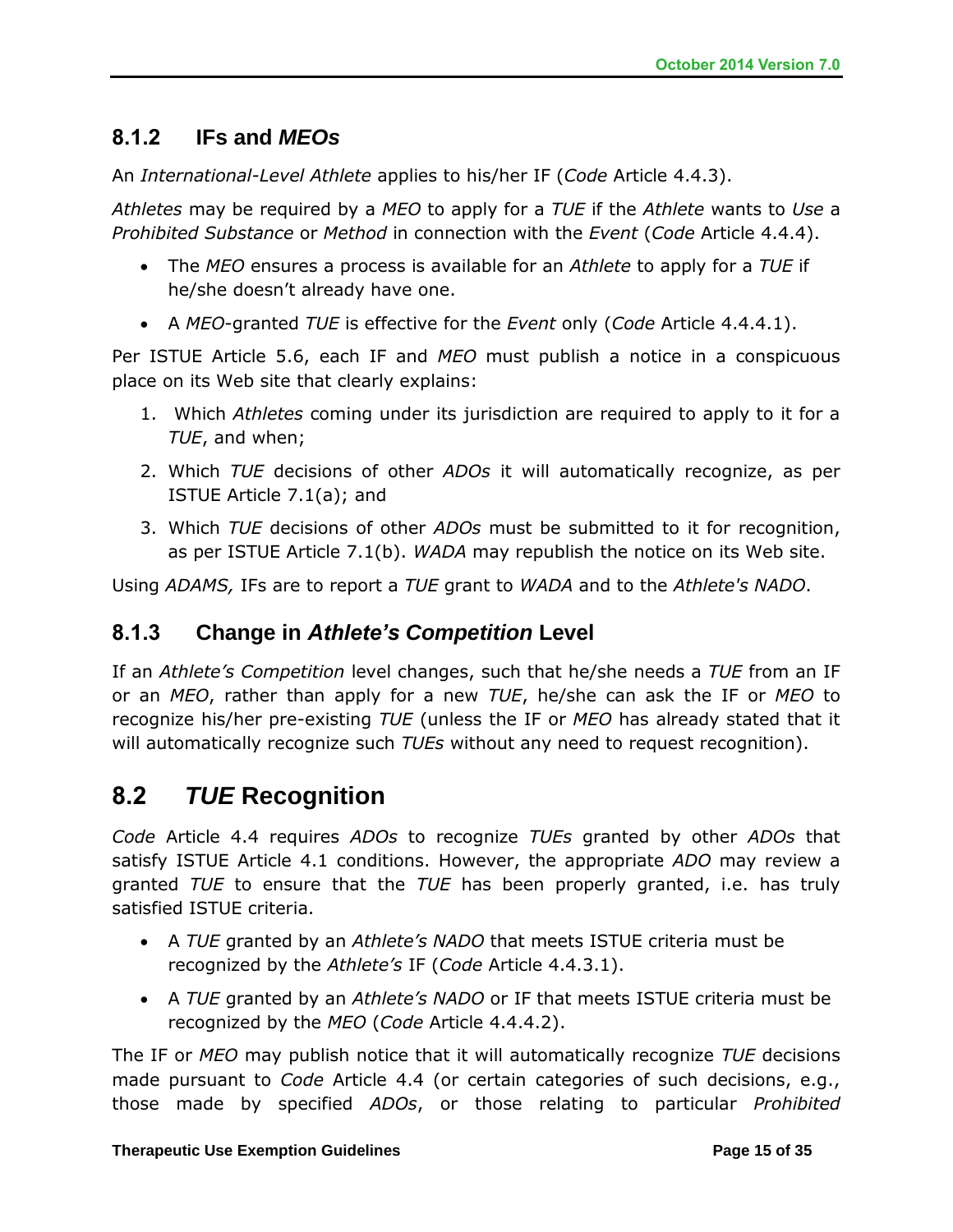### 8.1.2 IFs and *MEOs*

An *International-Level Athlete* applies to his/her IF (*Code* Article 4.4.3).

*Athletes* may be required by a *MEO* to apply for a *TUE* if the *Athlete* wants to *Use* a *Prohibited Substance* or *Method* in connection with the *Event* (*Code* Article 4.4.4).

- The *MEO* ensures a process is available for an *Athlete* to apply for a *TUE* if he/she doesn't already have one.
- A *MEO*-granted *TUE* is effective for the *Event* only (*Code* Article 4.4.4.1).

Per ISTUE Article 5.6, each IF and *MEO* must publish a notice in a conspicuous place on its Web site that clearly explains:

1. Which *Athletes* coming under its jurisdiction are required to apply to it for a *TUE*, and when;
2. Which *TUE* decisions of other *ADOs* it will automatically recognize, as per ISTUE Article 7.1(a); and
3. Which *TUE* decisions of other *ADOs* must be submitted to it for recognition, as per ISTUE Article 7.1(b). *WADA* may republish the notice on its Web site.

Using *ADAMS,* IFs are to report a *TUE* grant to *WADA* and to the *Athlete's NADO*.

### 8.1.3 Change in *Athlete's Competition* Level

If an *Athlete's Competition* level changes, such that he/she needs a *TUE* from an IF or an *MEO*, rather than apply for a new *TUE*, he/she can ask the IF or *MEO* to recognize his/her pre-existing *TUE* (unless the IF or *MEO* has already stated that it will automatically recognize such *TUEs* without any need to request recognition).

## 8.2 *TUE* Recognition

*Code* Article 4.4 requires *ADOs* to recognize *TUEs* granted by other *ADOs* that satisfy ISTUE Article 4.1 conditions. However, the appropriate *ADO* may review a granted *TUE* to ensure that the *TUE* has been properly granted, i.e. has truly satisfied ISTUE criteria.

- A *TUE* granted by an *Athlete's NADO* that meets ISTUE criteria must be recognized by the *Athlete's* IF (*Code* Article 4.4.3.1).
- A *TUE* granted by an *Athlete's NADO* or IF that meets ISTUE criteria must be recognized by the *MEO* (*Code* Article 4.4.4.2).

The IF or *MEO* may publish notice that it will automatically recognize *TUE* decisions made pursuant to *Code* Article 4.4 (or certain categories of such decisions, e.g., those made by specified *ADOs*, or those relating to particular *Prohibited*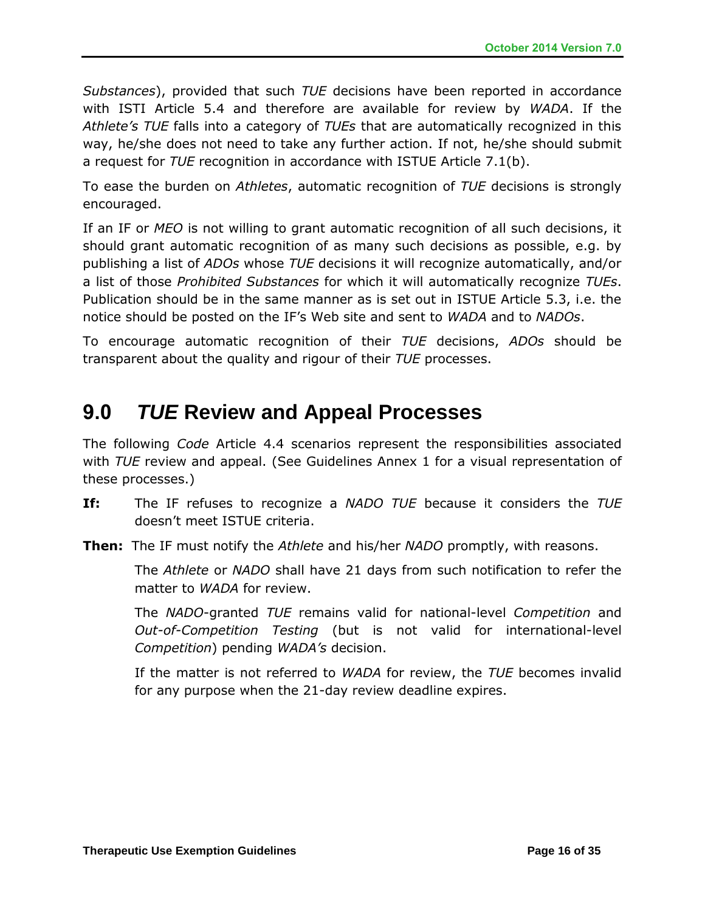*Substances*), provided that such *TUE* decisions have been reported in accordance with ISTI Article 5.4 and therefore are available for review by *WADA*. If the *Athlete's TUE* falls into a category of *TUEs* that are automatically recognized in this way, he/she does not need to take any further action. If not, he/she should submit a request for *TUE* recognition in accordance with ISTUE Article 7.1(b).

To ease the burden on *Athletes*, automatic recognition of *TUE* decisions is strongly encouraged.

If an IF or *MEO* is not willing to grant automatic recognition of all such decisions, it should grant automatic recognition of as many such decisions as possible, e.g. by publishing a list of *ADOs* whose *TUE* decisions it will recognize automatically, and/or a list of those *Prohibited Substances* for which it will automatically recognize *TUEs*. Publication should be in the same manner as is set out in ISTUE Article 5.3, i.e. the notice should be posted on the IF's Web site and sent to *WADA* and to *NADOs*.

To encourage automatic recognition of their *TUE* decisions, *ADOs* should be transparent about the quality and rigour of their *TUE* processes.

# 9.0 *TUE* Review and Appeal Processes

The following *Code* Article 4.4 scenarios represent the responsibilities associated with *TUE* review and appeal. (See Guidelines Annex 1 for a visual representation of these processes.)

**If:** The IF refuses to recognize a *NADO TUE* because it considers the *TUE* doesn't meet ISTUE criteria.

**Then:** The IF must notify the *Athlete* and his/her *NADO* promptly, with reasons.

The *Athlete* or *NADO* shall have 21 days from such notification to refer the matter to *WADA* for review.

The *NADO*-granted *TUE* remains valid for national-level *Competition* and *Out-of-Competition Testing* (but is not valid for international-level *Competition*) pending *WADA's* decision.

If the matter is not referred to *WADA* for review, the *TUE* becomes invalid for any purpose when the 21-day review deadline expires.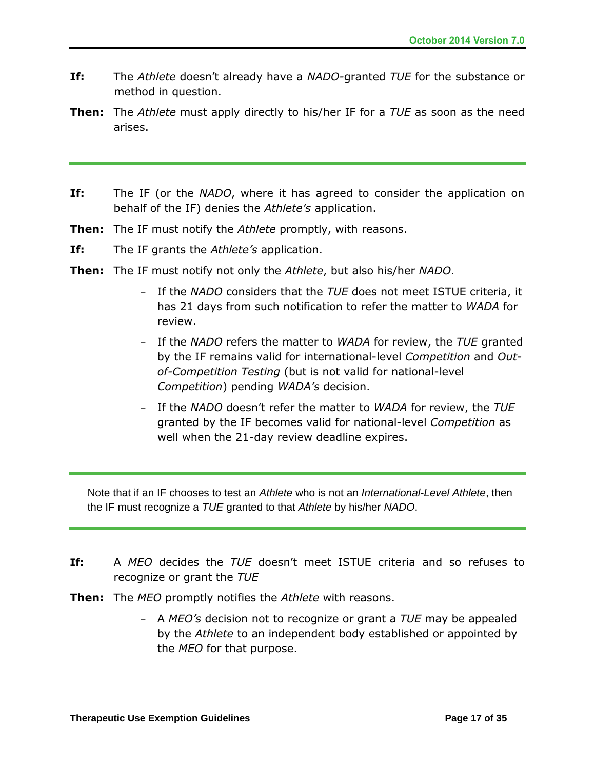**If:** The *Athlete* doesn't already have a *NADO*-granted *TUE* for the substance or method in question.

**Then:** The *Athlete* must apply directly to his/her IF for a *TUE* as soon as the need arises.

---

**If:** The IF (or the *NADO*, where it has agreed to consider the application on behalf of the IF) denies the *Athlete's* application.

**Then:** The IF must notify the *Athlete* promptly, with reasons.

**If:** The IF grants the *Athlete's* application.

**Then:** The IF must notify not only the *Athlete*, but also his/her *NADO*.

- If the *NADO* considers that the *TUE* does not meet ISTUE criteria, it has 21 days from such notification to refer the matter to *WADA* for review.
- If the *NADO* refers the matter to *WADA* for review, the *TUE* granted by the IF remains valid for international-level *Competition* and *Out-of-Competition Testing* (but is not valid for national-level *Competition*) pending *WADA's* decision.
- If the *NADO* doesn't refer the matter to *WADA* for review, the *TUE* granted by the IF becomes valid for national-level *Competition* as well when the 21-day review deadline expires.

---

Note that if an IF chooses to test an *Athlete* who is not an *International-Level Athlete*, then the IF must recognize a *TUE* granted to that *Athlete* by his/her *NADO*.

---

**If:** A *MEO* decides the *TUE* doesn't meet ISTUE criteria and so refuses to recognize or grant the *TUE*

**Then:** The *MEO* promptly notifies the *Athlete* with reasons.

- A *MEO's* decision not to recognize or grant a *TUE* may be appealed by the *Athlete* to an independent body established or appointed by the *MEO* for that purpose.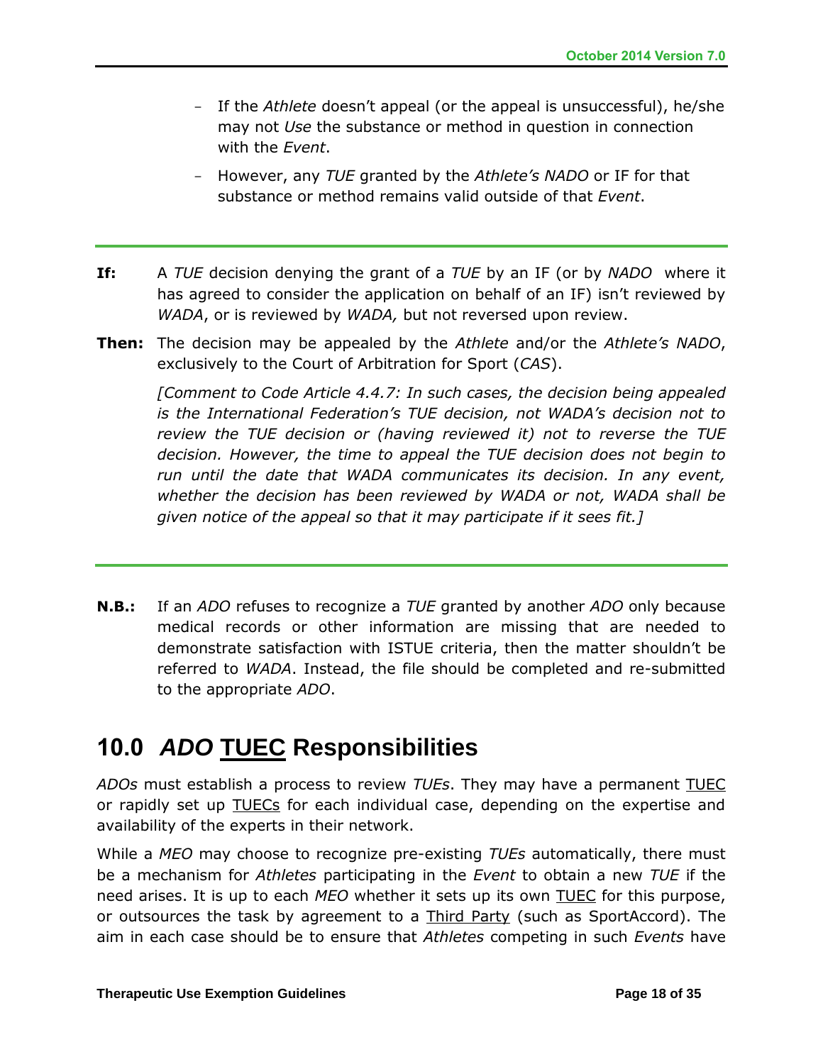- If the *Athlete* doesn't appeal (or the appeal is unsuccessful), he/she may not *Use* the substance or method in question in connection with the *Event*.
- However, any *TUE* granted by the *Athlete's NADO* or IF for that substance or method remains valid outside of that *Event*.

---

**If:** A *TUE* decision denying the grant of a *TUE* by an IF (or by *NADO* where it has agreed to consider the application on behalf of an IF) isn't reviewed by *WADA*, or is reviewed by *WADA,* but not reversed upon review.

**Then:** The decision may be appealed by the *Athlete* and/or the *Athlete's NADO*, exclusively to the Court of Arbitration for Sport (*CAS*).

*[Comment to Code Article 4.4.7: In such cases, the decision being appealed is the International Federation's TUE decision, not WADA's decision not to review the TUE decision or (having reviewed it) not to reverse the TUE decision. However, the time to appeal the TUE decision does not begin to run until the date that WADA communicates its decision. In any event, whether the decision has been reviewed by WADA or not, WADA shall be given notice of the appeal so that it may participate if it sees fit.]*

---

**N.B.:** If an *ADO* refuses to recognize a *TUE* granted by another *ADO* only because medical records or other information are missing that are needed to demonstrate satisfaction with ISTUE criteria, then the matter shouldn't be referred to *WADA*. Instead, the file should be completed and re-submitted to the appropriate *ADO*.

# 10.0 *ADO* TUEC Responsibilities

*ADOs* must establish a process to review *TUEs*. They may have a permanent TUEC or rapidly set up TUECs for each individual case, depending on the expertise and availability of the experts in their network.

While a *MEO* may choose to recognize pre-existing *TUEs* automatically, there must be a mechanism for *Athletes* participating in the *Event* to obtain a new *TUE* if the need arises. It is up to each *MEO* whether it sets up its own TUEC for this purpose, or outsources the task by agreement to a Third Party (such as SportAccord). The aim in each case should be to ensure that *Athletes* competing in such *Events* have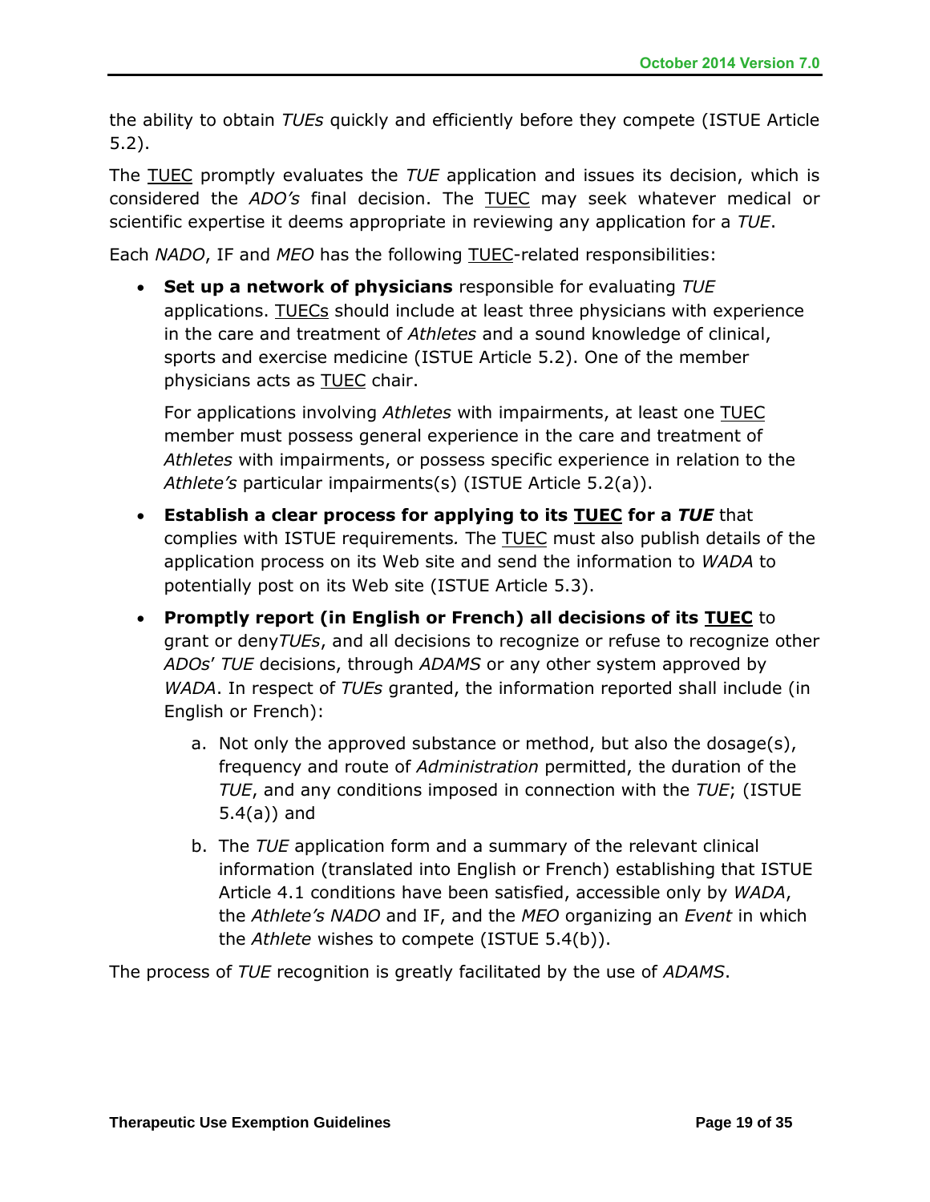the ability to obtain *TUEs* quickly and efficiently before they compete (ISTUE Article 5.2).

The TUEC promptly evaluates the *TUE* application and issues its decision, which is considered the *ADO's* final decision. The TUEC may seek whatever medical or scientific expertise it deems appropriate in reviewing any application for a *TUE*.

Each *NADO*, IF and *MEO* has the following TUEC-related responsibilities:

- **Set up a network of physicians** responsible for evaluating *TUE* applications. TUECs should include at least three physicians with experience in the care and treatment of *Athletes* and a sound knowledge of clinical, sports and exercise medicine (ISTUE Article 5.2). One of the member physicians acts as TUEC chair.

  For applications involving *Athletes* with impairments, at least one TUEC member must possess general experience in the care and treatment of *Athletes* with impairments, or possess specific experience in relation to the *Athlete's* particular impairments(s) (ISTUE Article 5.2(a)).

- **Establish a clear process for applying to its TUEC for a *TUE*** that complies with ISTUE requirements. The TUEC must also publish details of the application process on its Web site and send the information to *WADA* to potentially post on its Web site (ISTUE Article 5.3).

- **Promptly report (in English or French) all decisions of its TUEC** to grant or deny*TUEs*, and all decisions to recognize or refuse to recognize other *ADOs*' *TUE* decisions, through *ADAMS* or any other system approved by *WADA*. In respect of *TUEs* granted, the information reported shall include (in English or French):

  a. Not only the approved substance or method, but also the dosage(s), frequency and route of *Administration* permitted, the duration of the *TUE*, and any conditions imposed in connection with the *TUE*; (ISTUE 5.4(a)) and

  b. The *TUE* application form and a summary of the relevant clinical information (translated into English or French) establishing that ISTUE Article 4.1 conditions have been satisfied, accessible only by *WADA*, the *Athlete's NADO* and IF, and the *MEO* organizing an *Event* in which the *Athlete* wishes to compete (ISTUE 5.4(b)).

The process of *TUE* recognition is greatly facilitated by the use of *ADAMS*.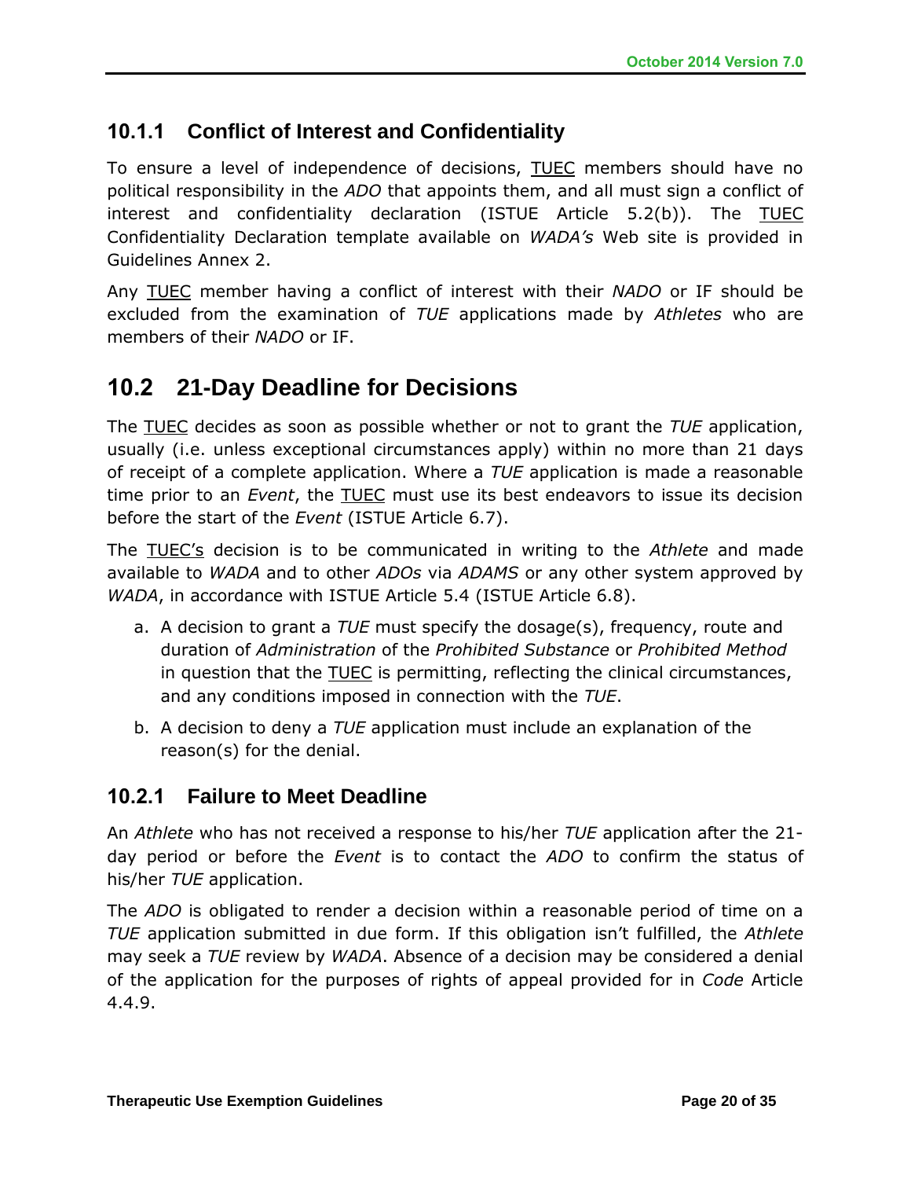### 10.1.1 Conflict of Interest and Confidentiality

To ensure a level of independence of decisions, TUEC members should have no political responsibility in the *ADO* that appoints them, and all must sign a conflict of interest and confidentiality declaration (ISTUE Article 5.2(b)). The TUEC Confidentiality Declaration template available on *WADA's* Web site is provided in Guidelines Annex 2.

Any TUEC member having a conflict of interest with their *NADO* or IF should be excluded from the examination of *TUE* applications made by *Athletes* who are members of their *NADO* or IF.

## 10.2 21-Day Deadline for Decisions

The TUEC decides as soon as possible whether or not to grant the *TUE* application, usually (i.e. unless exceptional circumstances apply) within no more than 21 days of receipt of a complete application. Where a *TUE* application is made a reasonable time prior to an *Event*, the TUEC must use its best endeavors to issue its decision before the start of the *Event* (ISTUE Article 6.7).

The TUEC's decision is to be communicated in writing to the *Athlete* and made available to *WADA* and to other *ADOs* via *ADAMS* or any other system approved by *WADA*, in accordance with ISTUE Article 5.4 (ISTUE Article 6.8).

a. A decision to grant a *TUE* must specify the dosage(s), frequency, route and duration of *Administration* of the *Prohibited Substance* or *Prohibited Method* in question that the TUEC is permitting, reflecting the clinical circumstances, and any conditions imposed in connection with the *TUE*.

b. A decision to deny a *TUE* application must include an explanation of the reason(s) for the denial.

### 10.2.1 Failure to Meet Deadline

An *Athlete* who has not received a response to his/her *TUE* application after the 21-day period or before the *Event* is to contact the *ADO* to confirm the status of his/her *TUE* application.

The *ADO* is obligated to render a decision within a reasonable period of time on a *TUE* application submitted in due form. If this obligation isn't fulfilled, the *Athlete* may seek a *TUE* review by *WADA*. Absence of a decision may be considered a denial of the application for the purposes of rights of appeal provided for in *Code* Article 4.4.9.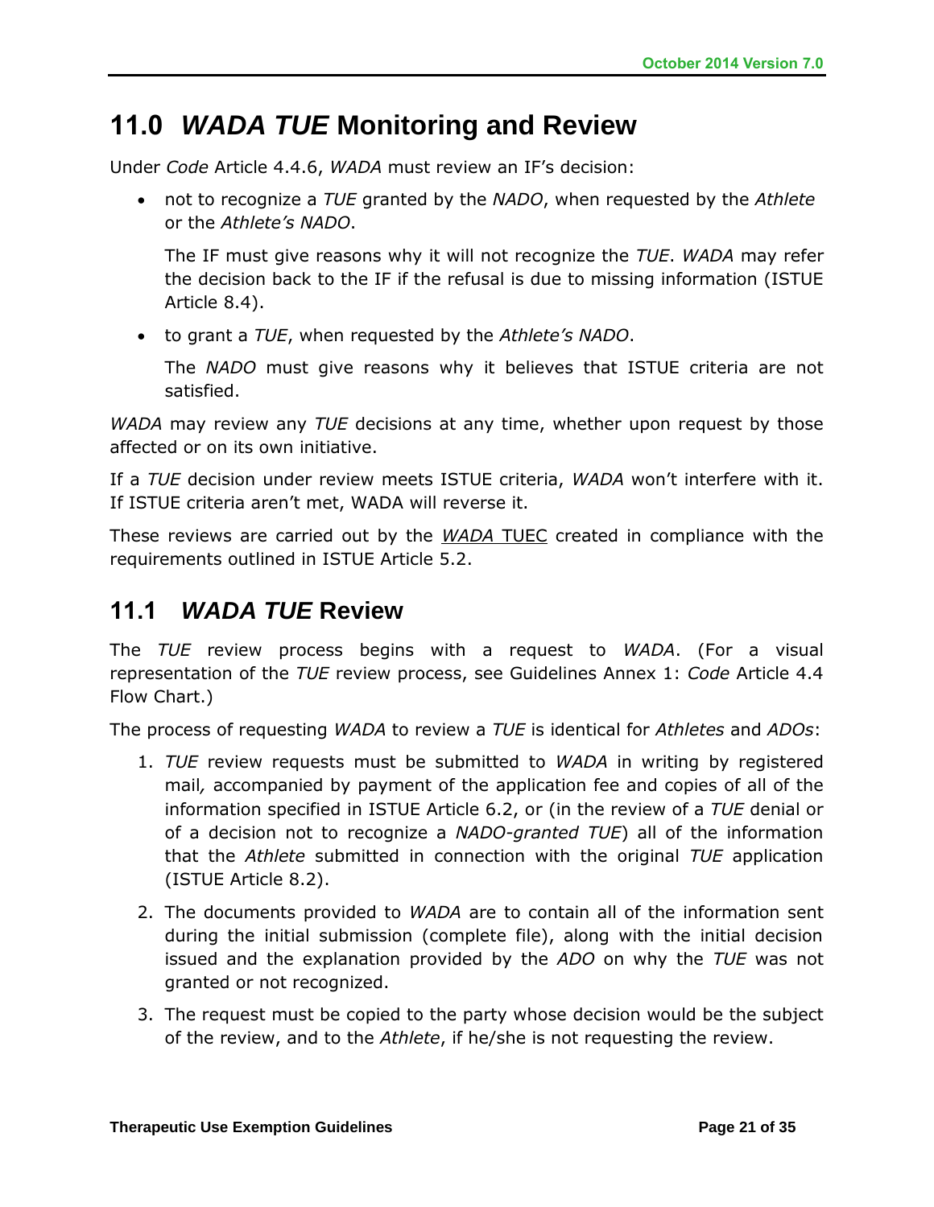# 11.0 *WADA TUE* Monitoring and Review

Under *Code* Article 4.4.6, *WADA* must review an IF's decision:

- not to recognize a *TUE* granted by the *NADO*, when requested by the *Athlete* or the *Athlete's NADO*.

  The IF must give reasons why it will not recognize the *TUE*. *WADA* may refer the decision back to the IF if the refusal is due to missing information (ISTUE Article 8.4).

- to grant a *TUE*, when requested by the *Athlete's NADO*.

  The *NADO* must give reasons why it believes that ISTUE criteria are not satisfied.

*WADA* may review any *TUE* decisions at any time, whether upon request by those affected or on its own initiative.

If a *TUE* decision under review meets ISTUE criteria, *WADA* won't interfere with it. If ISTUE criteria aren't met, WADA will reverse it.

These reviews are carried out by the *WADA* TUEC created in compliance with the requirements outlined in ISTUE Article 5.2.

## 11.1 *WADA TUE* Review

The *TUE* review process begins with a request to *WADA*. (For a visual representation of the *TUE* review process, see Guidelines Annex 1: *Code* Article 4.4 Flow Chart.)

The process of requesting *WADA* to review a *TUE* is identical for *Athletes* and *ADOs*:

1. *TUE* review requests must be submitted to *WADA* in writing by registered mail, accompanied by payment of the application fee and copies of all of the information specified in ISTUE Article 6.2, or (in the review of a *TUE* denial or of a decision not to recognize a *NADO-granted TUE*) all of the information that the *Athlete* submitted in connection with the original *TUE* application (ISTUE Article 8.2).
2. The documents provided to *WADA* are to contain all of the information sent during the initial submission (complete file), along with the initial decision issued and the explanation provided by the *ADO* on why the *TUE* was not granted or not recognized.
3. The request must be copied to the party whose decision would be the subject of the review, and to the *Athlete*, if he/she is not requesting the review.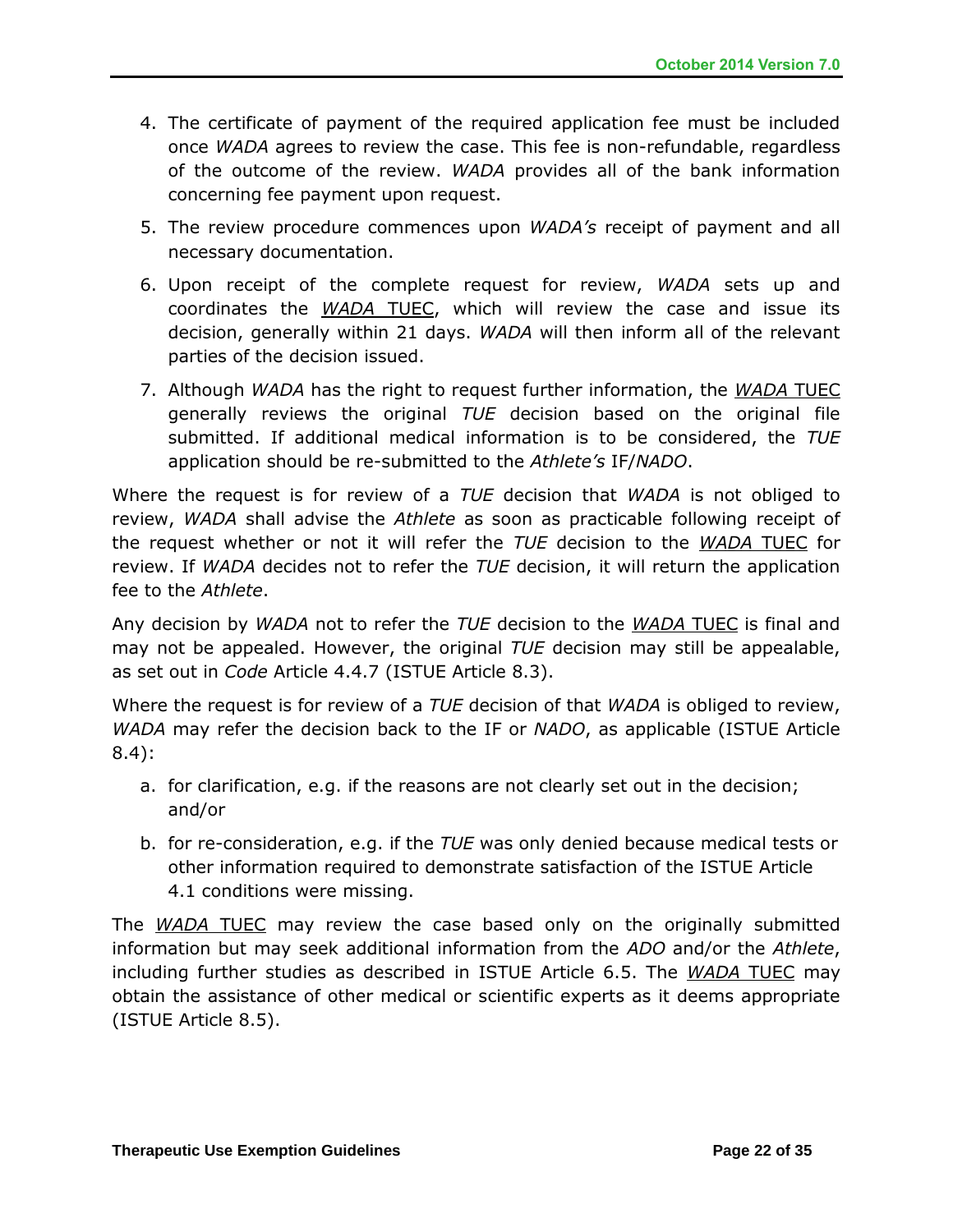4. The certificate of payment of the required application fee must be included once *WADA* agrees to review the case. This fee is non-refundable, regardless of the outcome of the review. *WADA* provides all of the bank information concerning fee payment upon request.

5. The review procedure commences upon *WADA's* receipt of payment and all necessary documentation.

6. Upon receipt of the complete request for review, *WADA* sets up and coordinates the *WADA* TUEC, which will review the case and issue its decision, generally within 21 days. *WADA* will then inform all of the relevant parties of the decision issued.

7. Although *WADA* has the right to request further information, the *WADA* TUEC generally reviews the original *TUE* decision based on the original file submitted. If additional medical information is to be considered, the *TUE* application should be re-submitted to the *Athlete's* IF/*NADO*.

Where the request is for review of a *TUE* decision that *WADA* is not obliged to review, *WADA* shall advise the *Athlete* as soon as practicable following receipt of the request whether or not it will refer the *TUE* decision to the *WADA* TUEC for review. If *WADA* decides not to refer the *TUE* decision, it will return the application fee to the *Athlete*.

Any decision by *WADA* not to refer the *TUE* decision to the *WADA* TUEC is final and may not be appealed. However, the original *TUE* decision may still be appealable, as set out in *Code* Article 4.4.7 (ISTUE Article 8.3).

Where the request is for review of a *TUE* decision of that *WADA* is obliged to review, *WADA* may refer the decision back to the IF or *NADO*, as applicable (ISTUE Article 8.4):

a. for clarification, e.g. if the reasons are not clearly set out in the decision; and/or

b. for re-consideration, e.g. if the *TUE* was only denied because medical tests or other information required to demonstrate satisfaction of the ISTUE Article 4.1 conditions were missing.

The *WADA* TUEC may review the case based only on the originally submitted information but may seek additional information from the *ADO* and/or the *Athlete*, including further studies as described in ISTUE Article 6.5. The *WADA* TUEC may obtain the assistance of other medical or scientific experts as it deems appropriate (ISTUE Article 8.5).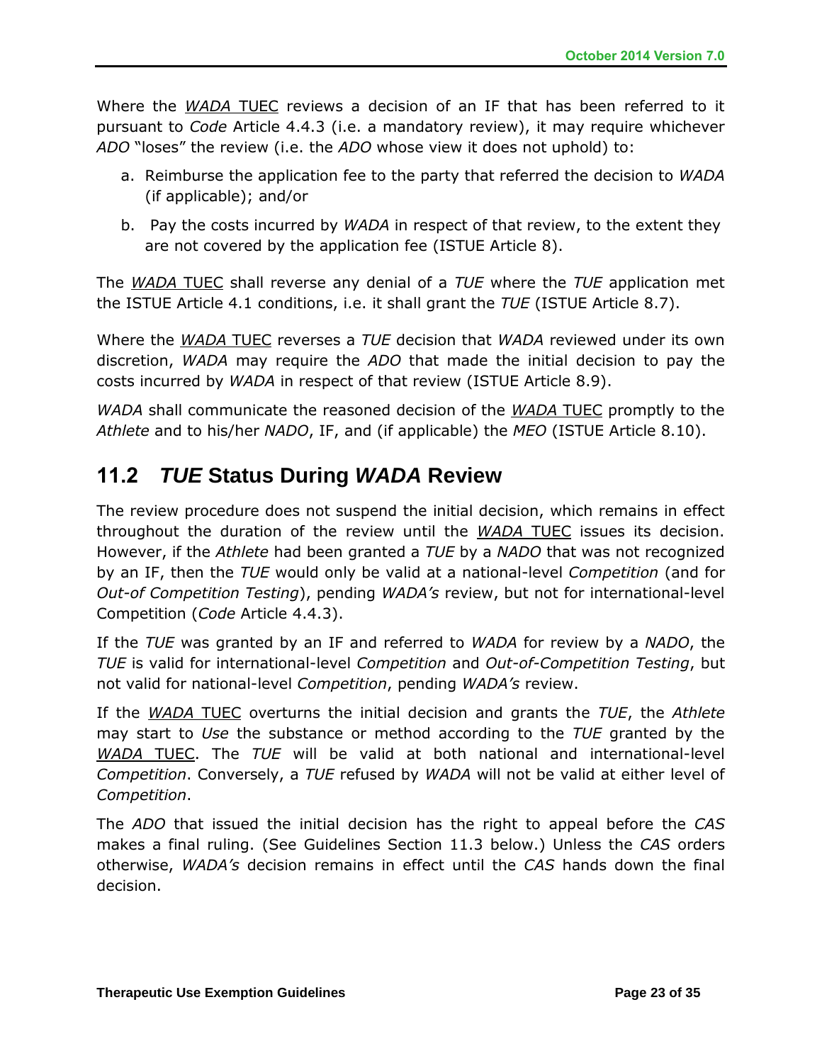Where the *WADA* TUEC reviews a decision of an IF that has been referred to it pursuant to *Code* Article 4.4.3 (i.e. a mandatory review), it may require whichever *ADO* "loses" the review (i.e. the *ADO* whose view it does not uphold) to:

a. Reimburse the application fee to the party that referred the decision to *WADA* (if applicable); and/or

b. Pay the costs incurred by *WADA* in respect of that review, to the extent they are not covered by the application fee (ISTUE Article 8).

The *WADA* TUEC shall reverse any denial of a *TUE* where the *TUE* application met the ISTUE Article 4.1 conditions, i.e. it shall grant the *TUE* (ISTUE Article 8.7).

Where the *WADA* TUEC reverses a *TUE* decision that *WADA* reviewed under its own discretion, *WADA* may require the *ADO* that made the initial decision to pay the costs incurred by *WADA* in respect of that review (ISTUE Article 8.9).

*WADA* shall communicate the reasoned decision of the *WADA* TUEC promptly to the *Athlete* and to his/her *NADO*, IF, and (if applicable) the *MEO* (ISTUE Article 8.10).

## 11.2 *TUE* Status During *WADA* Review

The review procedure does not suspend the initial decision, which remains in effect throughout the duration of the review until the *WADA* TUEC issues its decision. However, if the *Athlete* had been granted a *TUE* by a *NADO* that was not recognized by an IF, then the *TUE* would only be valid at a national-level *Competition* (and for *Out-of Competition Testing*), pending *WADA's* review, but not for international-level Competition (*Code* Article 4.4.3).

If the *TUE* was granted by an IF and referred to *WADA* for review by a *NADO*, the *TUE* is valid for international-level *Competition* and *Out-of-Competition Testing*, but not valid for national-level *Competition*, pending *WADA's* review.

If the *WADA* TUEC overturns the initial decision and grants the *TUE*, the *Athlete* may start to *Use* the substance or method according to the *TUE* granted by the *WADA* TUEC. The *TUE* will be valid at both national and international-level *Competition*. Conversely, a *TUE* refused by *WADA* will not be valid at either level of *Competition*.

The *ADO* that issued the initial decision has the right to appeal before the *CAS* makes a final ruling. (See Guidelines Section 11.3 below.) Unless the *CAS* orders otherwise, *WADA's* decision remains in effect until the *CAS* hands down the final decision.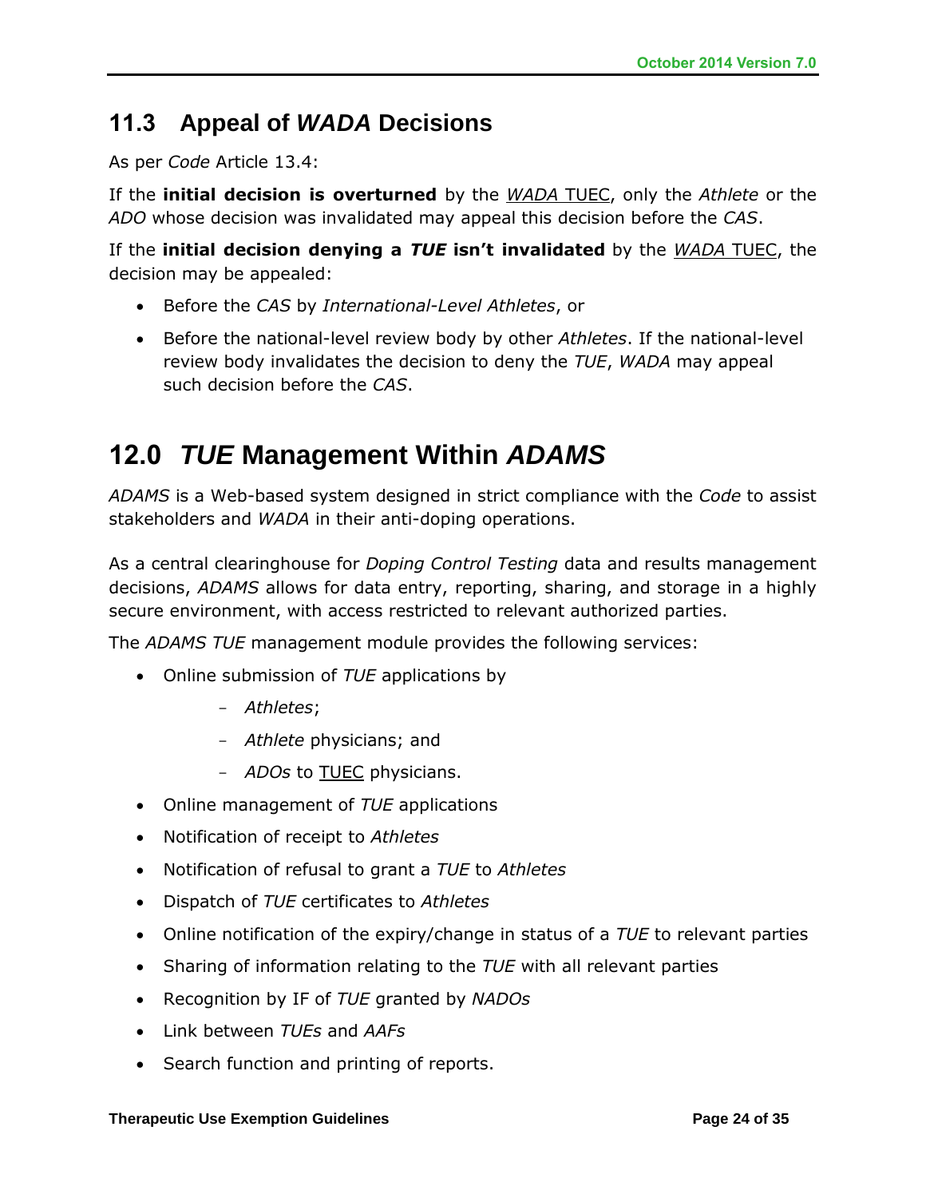## 11.3 Appeal of *WADA* Decisions

As per *Code* Article 13.4:

If the **initial decision is overturned** by the *WADA* TUEC, only the *Athlete* or the *ADO* whose decision was invalidated may appeal this decision before the *CAS*.

If the **initial decision denying a *TUE* isn't invalidated** by the *WADA* TUEC, the decision may be appealed:

- Before the *CAS* by *International-Level Athletes*, or
- Before the national-level review body by other *Athletes*. If the national-level review body invalidates the decision to deny the *TUE*, *WADA* may appeal such decision before the *CAS*.

# 12.0 *TUE* Management Within *ADAMS*

*ADAMS* is a Web-based system designed in strict compliance with the *Code* to assist stakeholders and *WADA* in their anti-doping operations.

As a central clearinghouse for *Doping Control Testing* data and results management decisions, *ADAMS* allows for data entry, reporting, sharing, and storage in a highly secure environment, with access restricted to relevant authorized parties.

The *ADAMS TUE* management module provides the following services:

- Online submission of *TUE* applications by
  - *Athletes*;
  - *Athlete* physicians; and
  - *ADOs* to TUEC physicians.
- Online management of *TUE* applications
- Notification of receipt to *Athletes*
- Notification of refusal to grant a *TUE* to *Athletes*
- Dispatch of *TUE* certificates to *Athletes*
- Online notification of the expiry/change in status of a *TUE* to relevant parties
- Sharing of information relating to the *TUE* with all relevant parties
- Recognition by IF of *TUE* granted by *NADOs*
- Link between *TUEs* and *AAFs*
- Search function and printing of reports.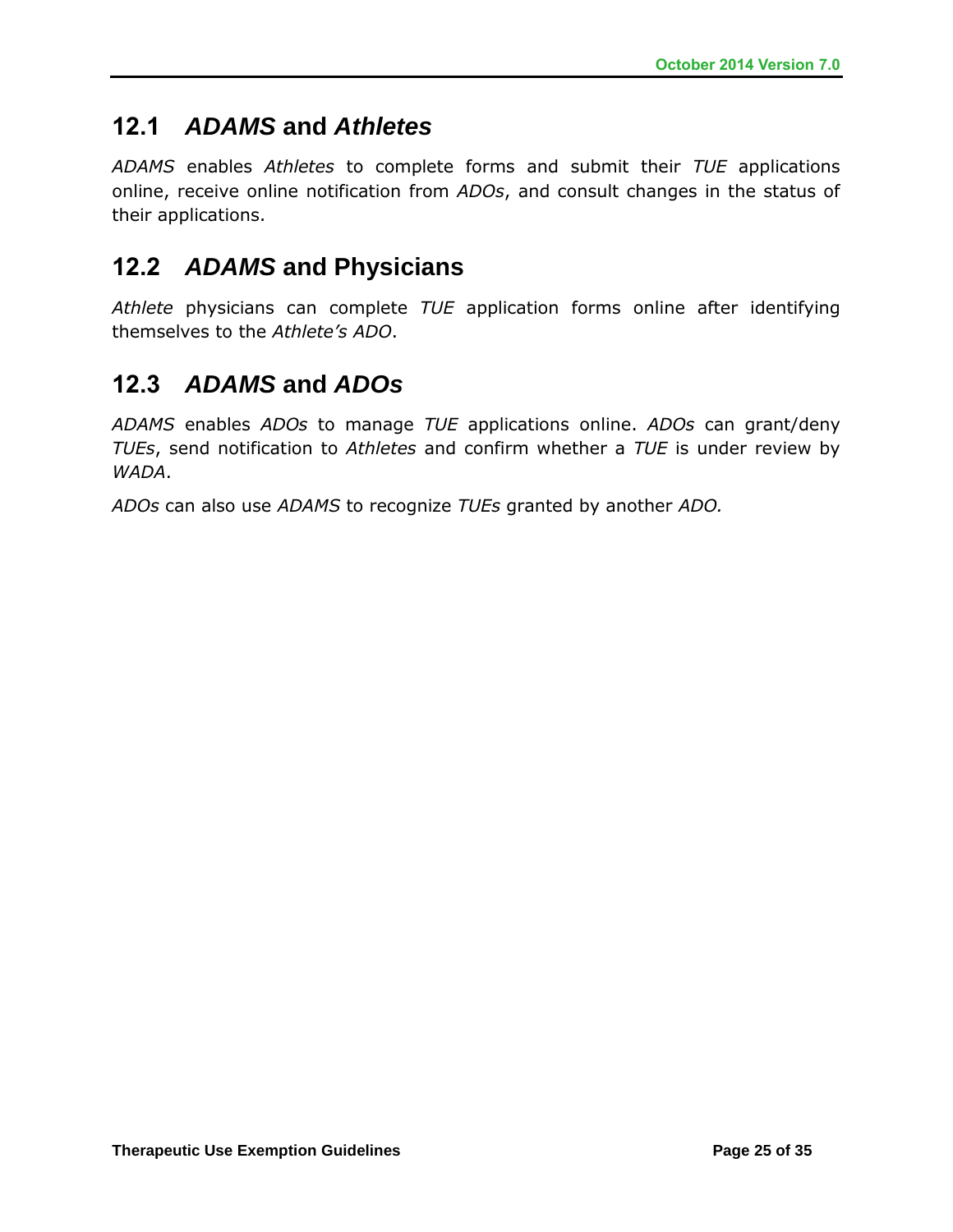## 12.1 *ADAMS* and *Athletes*

*ADAMS* enables *Athletes* to complete forms and submit their *TUE* applications online, receive online notification from *ADOs*, and consult changes in the status of their applications.

## 12.2 *ADAMS* and Physicians

*Athlete* physicians can complete *TUE* application forms online after identifying themselves to the *Athlete's ADO*.

## 12.3 *ADAMS* and *ADOs*

*ADAMS* enables *ADOs* to manage *TUE* applications online. *ADOs* can grant/deny *TUEs*, send notification to *Athletes* and confirm whether a *TUE* is under review by *WADA*.

*ADOs* can also use *ADAMS* to recognize *TUEs* granted by another *ADO.*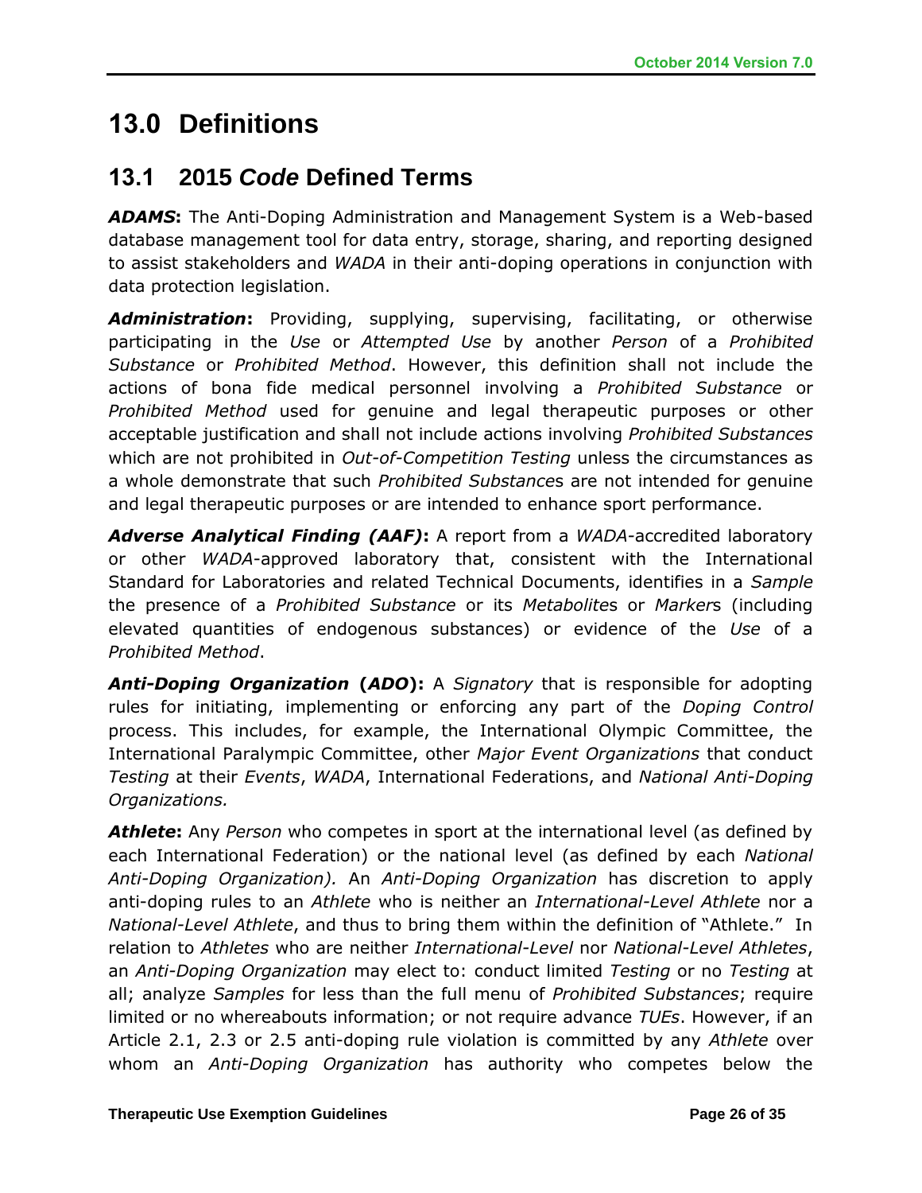# 13.0 Definitions

## 13.1 2015 *Code* Defined Terms

***ADAMS*:** The Anti-Doping Administration and Management System is a Web-based database management tool for data entry, storage, sharing, and reporting designed to assist stakeholders and *WADA* in their anti-doping operations in conjunction with data protection legislation.

***Administration*:** Providing, supplying, supervising, facilitating, or otherwise participating in the *Use* or *Attempted Use* by another *Person* of a *Prohibited Substance* or *Prohibited Method*. However, this definition shall not include the actions of bona fide medical personnel involving a *Prohibited Substance* or *Prohibited Method* used for genuine and legal therapeutic purposes or other acceptable justification and shall not include actions involving *Prohibited Substances* which are not prohibited in *Out-of-Competition Testing* unless the circumstances as a whole demonstrate that such *Prohibited Substances* are not intended for genuine and legal therapeutic purposes or are intended to enhance sport performance.

***Adverse Analytical Finding (AAF)*:** A report from a *WADA*-accredited laboratory or other *WADA*-approved laboratory that, consistent with the International Standard for Laboratories and related Technical Documents, identifies in a *Sample* the presence of a *Prohibited Substance* or its *Metabolites* or *Markers* (including elevated quantities of endogenous substances) or evidence of the *Use* of a *Prohibited Method*.

***Anti-Doping Organization* (*ADO*):** A *Signatory* that is responsible for adopting rules for initiating, implementing or enforcing any part of the *Doping Control* process. This includes, for example, the International Olympic Committee, the International Paralympic Committee, other *Major Event Organizations* that conduct *Testing* at their *Events*, *WADA*, International Federations, and *National Anti-Doping Organizations.*

***Athlete*:** Any *Person* who competes in sport at the international level (as defined by each International Federation) or the national level (as defined by each *National Anti-Doping Organization).* An *Anti-Doping Organization* has discretion to apply anti-doping rules to an *Athlete* who is neither an *International-Level Athlete* nor a *National-Level Athlete*, and thus to bring them within the definition of "Athlete." In relation to *Athletes* who are neither *International-Level* nor *National-Level Athletes*, an *Anti-Doping Organization* may elect to: conduct limited *Testing* or no *Testing* at all; analyze *Samples* for less than the full menu of *Prohibited Substances*; require limited or no whereabouts information; or not require advance *TUEs*. However, if an Article 2.1, 2.3 or 2.5 anti-doping rule violation is committed by any *Athlete* over whom an *Anti-Doping Organization* has authority who competes below the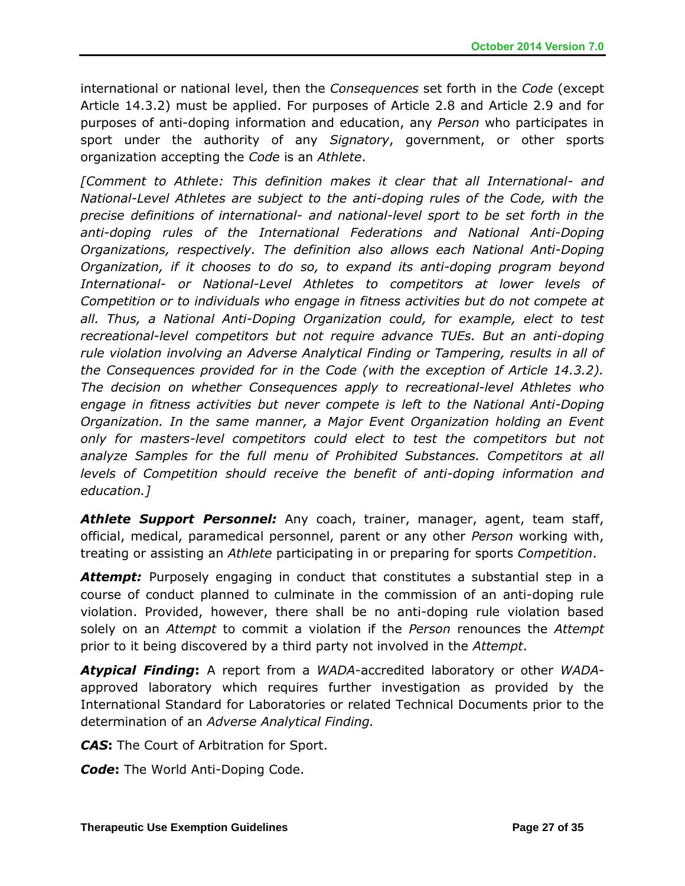international or national level, then the *Consequences* set forth in the *Code* (except Article 14.3.2) must be applied. For purposes of Article 2.8 and Article 2.9 and for purposes of anti-doping information and education, any *Person* who participates in sport under the authority of any *Signatory*, government, or other sports organization accepting the *Code* is an *Athlete*.

*[Comment to Athlete: This definition makes it clear that all International- and National-Level Athletes are subject to the anti-doping rules of the Code, with the precise definitions of international- and national-level sport to be set forth in the anti-doping rules of the International Federations and National Anti-Doping Organizations, respectively. The definition also allows each National Anti-Doping Organization, if it chooses to do so, to expand its anti-doping program beyond International- or National-Level Athletes to competitors at lower levels of Competition or to individuals who engage in fitness activities but do not compete at all. Thus, a National Anti-Doping Organization could, for example, elect to test recreational-level competitors but not require advance TUEs. But an anti-doping rule violation involving an Adverse Analytical Finding or Tampering, results in all of the Consequences provided for in the Code (with the exception of Article 14.3.2). The decision on whether Consequences apply to recreational-level Athletes who engage in fitness activities but never compete is left to the National Anti-Doping Organization. In the same manner, a Major Event Organization holding an Event only for masters-level competitors could elect to test the competitors but not analyze Samples for the full menu of Prohibited Substances. Competitors at all levels of Competition should receive the benefit of anti-doping information and education.]*

***Athlete Support Personnel:*** Any coach, trainer, manager, agent, team staff, official, medical, paramedical personnel, parent or any other *Person* working with, treating or assisting an *Athlete* participating in or preparing for sports *Competition*.

***Attempt:*** Purposely engaging in conduct that constitutes a substantial step in a course of conduct planned to culminate in the commission of an anti-doping rule violation. Provided, however, there shall be no anti-doping rule violation based solely on an *Attempt* to commit a violation if the *Person* renounces the *Attempt* prior to it being discovered by a third party not involved in the *Attempt*.

***Atypical Finding*:** A report from a *WADA*-accredited laboratory or other *WADA*-approved laboratory which requires further investigation as provided by the International Standard for Laboratories or related Technical Documents prior to the determination of an *Adverse Analytical Finding.*

***CAS*:** The Court of Arbitration for Sport.

***Code*:** The World Anti-Doping Code.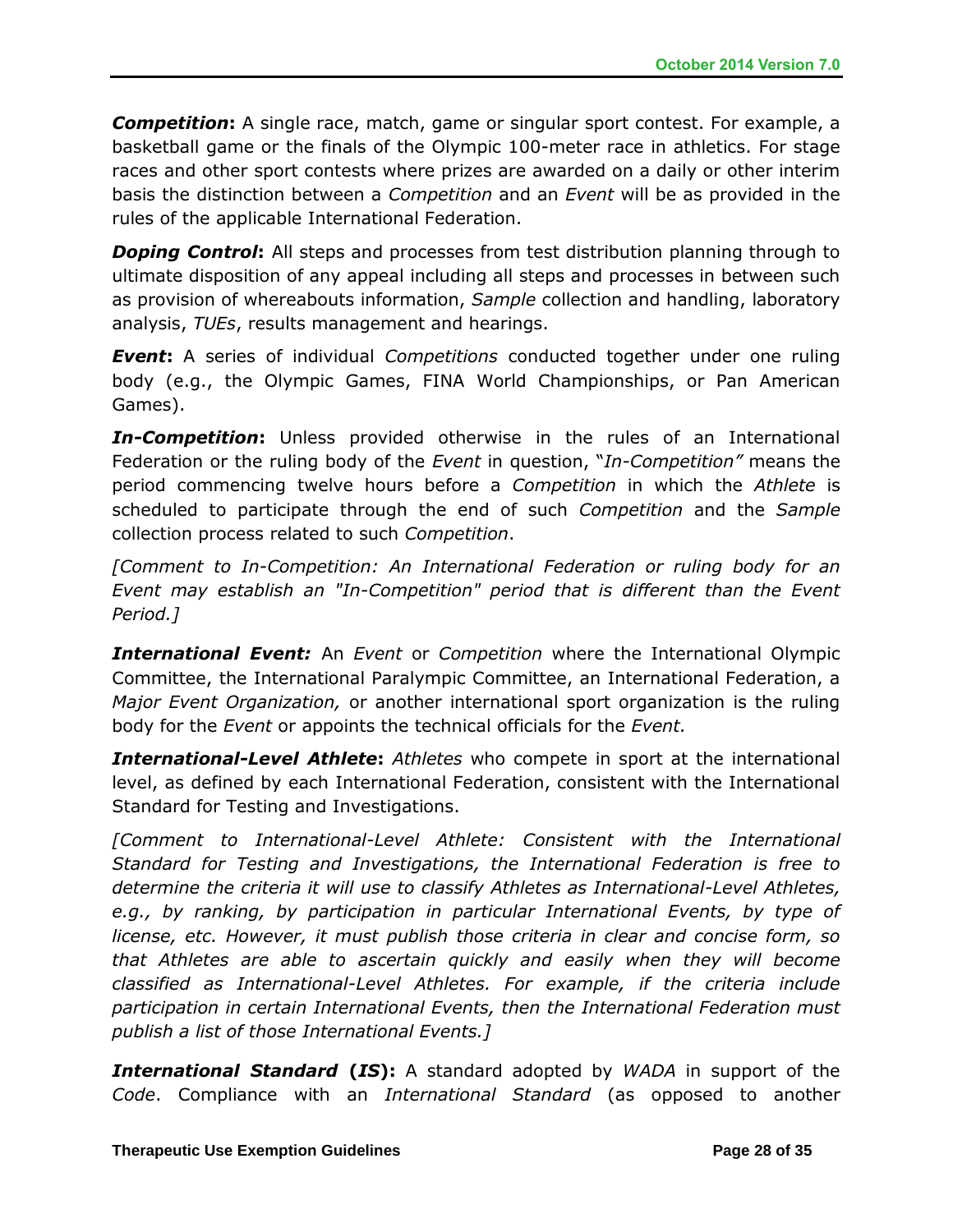***Competition*****:** A single race, match, game or singular sport contest. For example, a basketball game or the finals of the Olympic 100-meter race in athletics. For stage races and other sport contests where prizes are awarded on a daily or other interim basis the distinction between a *Competition* and an *Event* will be as provided in the rules of the applicable International Federation.

***Doping Control*****:** All steps and processes from test distribution planning through to ultimate disposition of any appeal including all steps and processes in between such as provision of whereabouts information, *Sample* collection and handling, laboratory analysis, *TUEs*, results management and hearings.

***Event*****:** A series of individual *Competitions* conducted together under one ruling body (e.g., the Olympic Games, FINA World Championships, or Pan American Games).

***In-Competition*****:** Unless provided otherwise in the rules of an International Federation or the ruling body of the *Event* in question, "*In-Competition"* means the period commencing twelve hours before a *Competition* in which the *Athlete* is scheduled to participate through the end of such *Competition* and the *Sample* collection process related to such *Competition*.

*[Comment to In-Competition: An International Federation or ruling body for an Event may establish an "In-Competition" period that is different than the Event Period.]*

***International Event:*** An *Event* or *Competition* where the International Olympic Committee, the International Paralympic Committee, an International Federation, a *Major Event Organization,* or another international sport organization is the ruling body for the *Event* or appoints the technical officials for the *Event.*

***International-Level Athlete*****:** *Athletes* who compete in sport at the international level, as defined by each International Federation, consistent with the International Standard for Testing and Investigations.

*[Comment to International-Level Athlete: Consistent with the International Standard for Testing and Investigations, the International Federation is free to determine the criteria it will use to classify Athletes as International-Level Athletes, e.g., by ranking, by participation in particular International Events, by type of license, etc. However, it must publish those criteria in clear and concise form, so that Athletes are able to ascertain quickly and easily when they will become classified as International-Level Athletes. For example, if the criteria include participation in certain International Events, then the International Federation must publish a list of those International Events.]*

***International Standard*** **(*IS*):** A standard adopted by *WADA* in support of the *Code*. Compliance with an *International Standard* (as opposed to another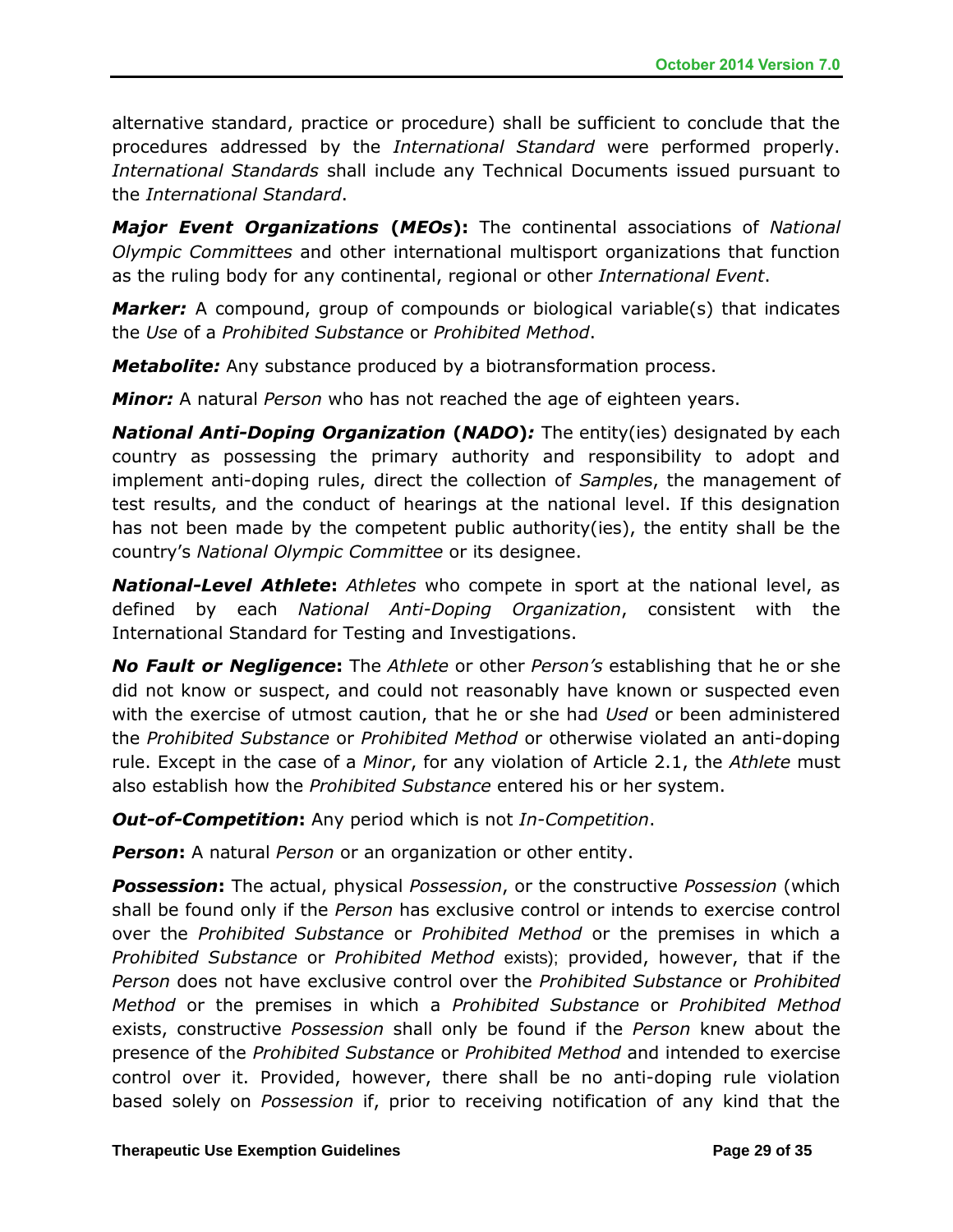alternative standard, practice or procedure) shall be sufficient to conclude that the procedures addressed by the *International Standard* were performed properly. *International Standards* shall include any Technical Documents issued pursuant to the *International Standard*.

***Major Event Organizations* (*MEOs*):** The continental associations of *National Olympic Committees* and other international multisport organizations that function as the ruling body for any continental, regional or other *International Event*.

***Marker:*** A compound, group of compounds or biological variable(s) that indicates the *Use* of a *Prohibited Substance* or *Prohibited Method*.

***Metabolite:*** Any substance produced by a biotransformation process.

***Minor:*** A natural *Person* who has not reached the age of eighteen years.

***National Anti-Doping Organization* (*NADO*)*:*** The entity(ies) designated by each country as possessing the primary authority and responsibility to adopt and implement anti-doping rules, direct the collection of *Sample*s, the management of test results, and the conduct of hearings at the national level. If this designation has not been made by the competent public authority(ies), the entity shall be the country's *National Olympic Committee* or its designee.

***National-Level Athlete*:** *Athletes* who compete in sport at the national level, as defined by each *National Anti-Doping Organization*, consistent with the International Standard for Testing and Investigations.

***No Fault or Negligence*:** The *Athlete* or other *Person's* establishing that he or she did not know or suspect, and could not reasonably have known or suspected even with the exercise of utmost caution, that he or she had *Used* or been administered the *Prohibited Substance* or *Prohibited Method* or otherwise violated an anti-doping rule. Except in the case of a *Minor*, for any violation of Article 2.1, the *Athlete* must also establish how the *Prohibited Substance* entered his or her system.

***Out-of-Competition*:** Any period which is not *In-Competition*.

***Person*:** A natural *Person* or an organization or other entity.

***Possession*:** The actual, physical *Possession*, or the constructive *Possession* (which shall be found only if the *Person* has exclusive control or intends to exercise control over the *Prohibited Substance* or *Prohibited Method* or the premises in which a *Prohibited Substance* or *Prohibited Method* exists); provided, however, that if the *Person* does not have exclusive control over the *Prohibited Substance* or *Prohibited Method* or the premises in which a *Prohibited Substance* or *Prohibited Method* exists, constructive *Possession* shall only be found if the *Person* knew about the presence of the *Prohibited Substance* or *Prohibited Method* and intended to exercise control over it. Provided, however, there shall be no anti-doping rule violation based solely on *Possession* if, prior to receiving notification of any kind that the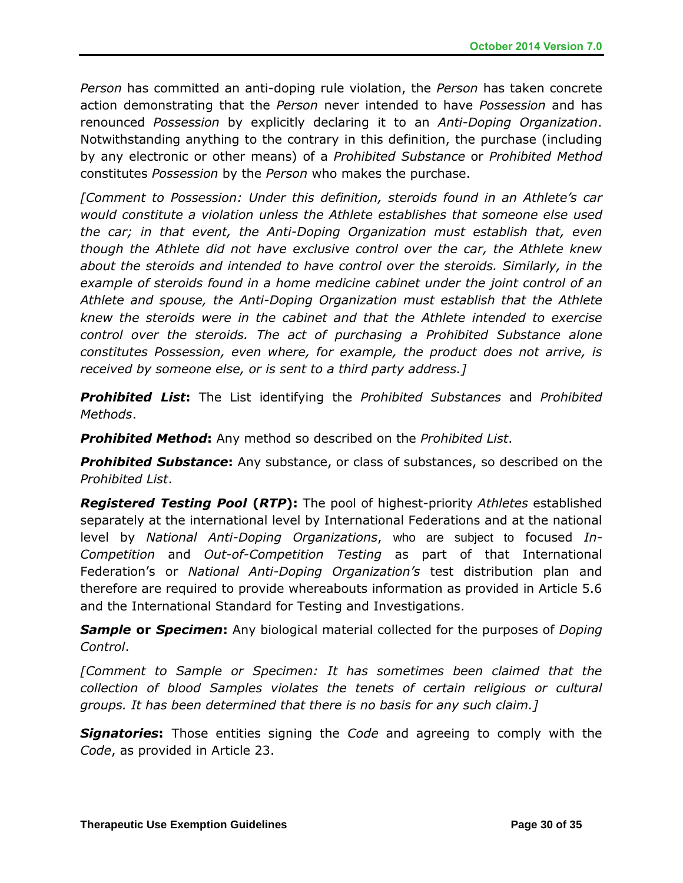*Person* has committed an anti-doping rule violation, the *Person* has taken concrete action demonstrating that the *Person* never intended to have *Possession* and has renounced *Possession* by explicitly declaring it to an *Anti-Doping Organization*. Notwithstanding anything to the contrary in this definition, the purchase (including by any electronic or other means) of a *Prohibited Substance* or *Prohibited Method* constitutes *Possession* by the *Person* who makes the purchase.

*[Comment to Possession: Under this definition, steroids found in an Athlete's car would constitute a violation unless the Athlete establishes that someone else used the car; in that event, the Anti-Doping Organization must establish that, even though the Athlete did not have exclusive control over the car, the Athlete knew about the steroids and intended to have control over the steroids. Similarly, in the example of steroids found in a home medicine cabinet under the joint control of an Athlete and spouse, the Anti-Doping Organization must establish that the Athlete knew the steroids were in the cabinet and that the Athlete intended to exercise control over the steroids. The act of purchasing a Prohibited Substance alone constitutes Possession, even where, for example, the product does not arrive, is received by someone else, or is sent to a third party address.]*

***Prohibited List*:** The List identifying the *Prohibited Substances* and *Prohibited Methods*.

***Prohibited Method*:** Any method so described on the *Prohibited List*.

***Prohibited Substance*:** Any substance, or class of substances, so described on the *Prohibited List*.

***Registered Testing Pool* (*RTP*):** The pool of highest-priority *Athletes* established separately at the international level by International Federations and at the national level by *National Anti-Doping Organizations*, who are subject to focused *In-Competition* and *Out-of-Competition Testing* as part of that International Federation's or *National Anti-Doping Organization's* test distribution plan and therefore are required to provide whereabouts information as provided in Article 5.6 and the International Standard for Testing and Investigations.

***Sample* or *Specimen*:** Any biological material collected for the purposes of *Doping Control*.

*[Comment to Sample or Specimen: It has sometimes been claimed that the collection of blood Samples violates the tenets of certain religious or cultural groups. It has been determined that there is no basis for any such claim.]*

***Signatories*:** Those entities signing the *Code* and agreeing to comply with the *Code*, as provided in Article 23.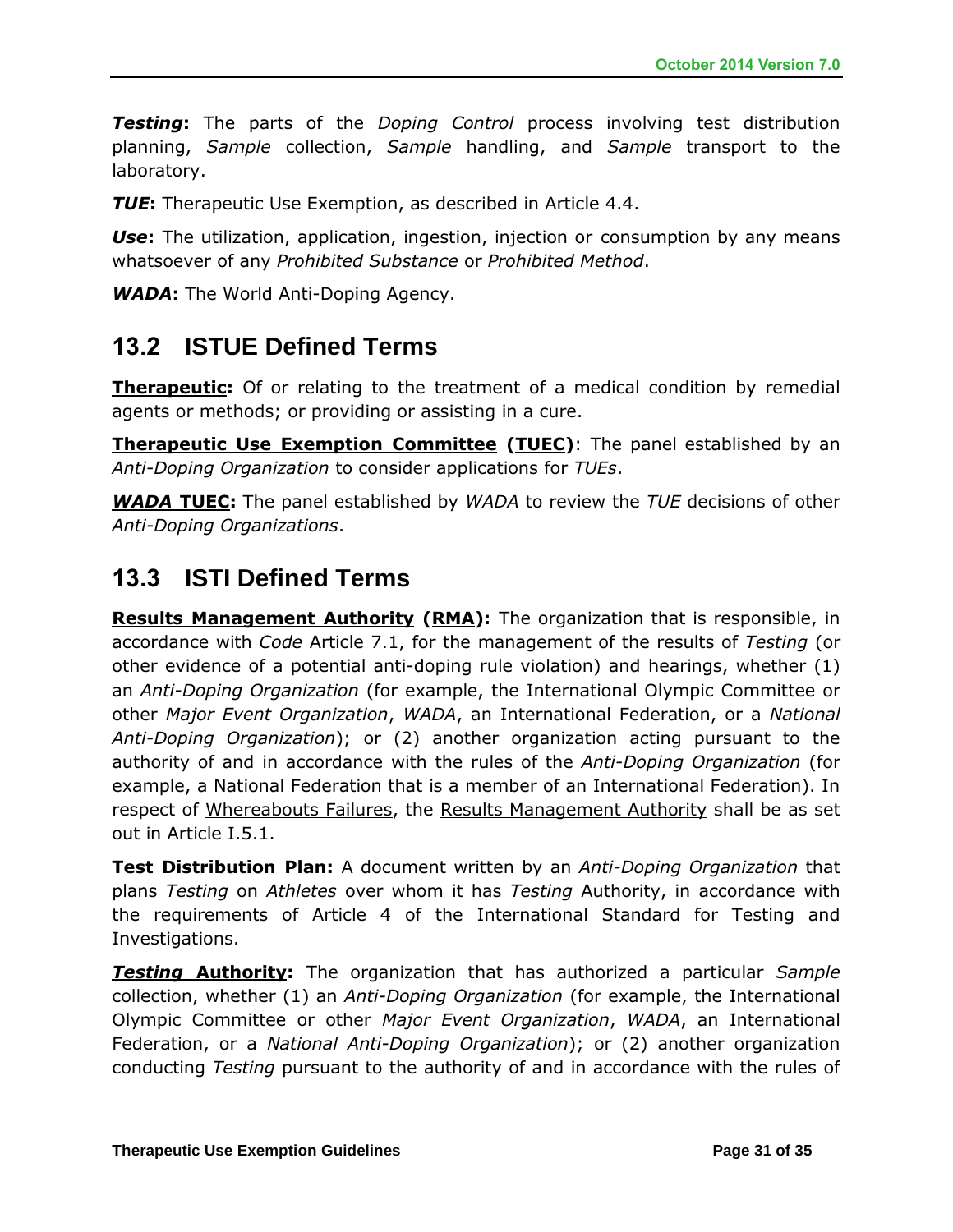***Testing*:** The parts of the *Doping Control* process involving test distribution planning, *Sample* collection, *Sample* handling, and *Sample* transport to the laboratory.

***TUE*:** Therapeutic Use Exemption, as described in Article 4.4.

***Use*:** The utilization, application, ingestion, injection or consumption by any means whatsoever of any *Prohibited Substance* or *Prohibited Method*.

***WADA*:** The World Anti-Doping Agency.

## 13.2 ISTUE Defined Terms

**Therapeutic:** Of or relating to the treatment of a medical condition by remedial agents or methods; or providing or assisting in a cure.

**Therapeutic Use Exemption Committee (TUEC)**: The panel established by an *Anti-Doping Organization* to consider applications for *TUEs*.

***WADA* TUEC:** The panel established by *WADA* to review the *TUE* decisions of other *Anti-Doping Organizations*.

## 13.3 ISTI Defined Terms

**Results Management Authority (RMA):** The organization that is responsible, in accordance with *Code* Article 7.1, for the management of the results of *Testing* (or other evidence of a potential anti-doping rule violation) and hearings, whether (1) an *Anti-Doping Organization* (for example, the International Olympic Committee or other *Major Event Organization*, *WADA*, an International Federation, or a *National Anti-Doping Organization*); or (2) another organization acting pursuant to the authority of and in accordance with the rules of the *Anti-Doping Organization* (for example, a National Federation that is a member of an International Federation). In respect of Whereabouts Failures, the Results Management Authority shall be as set out in Article I.5.1.

**Test Distribution Plan:** A document written by an *Anti-Doping Organization* that plans *Testing* on *Athletes* over whom it has *Testing* Authority, in accordance with the requirements of Article 4 of the International Standard for Testing and Investigations.

***Testing* Authority:** The organization that has authorized a particular *Sample* collection, whether (1) an *Anti-Doping Organization* (for example, the International Olympic Committee or other *Major Event Organization*, *WADA*, an International Federation, or a *National Anti-Doping Organization*); or (2) another organization conducting *Testing* pursuant to the authority of and in accordance with the rules of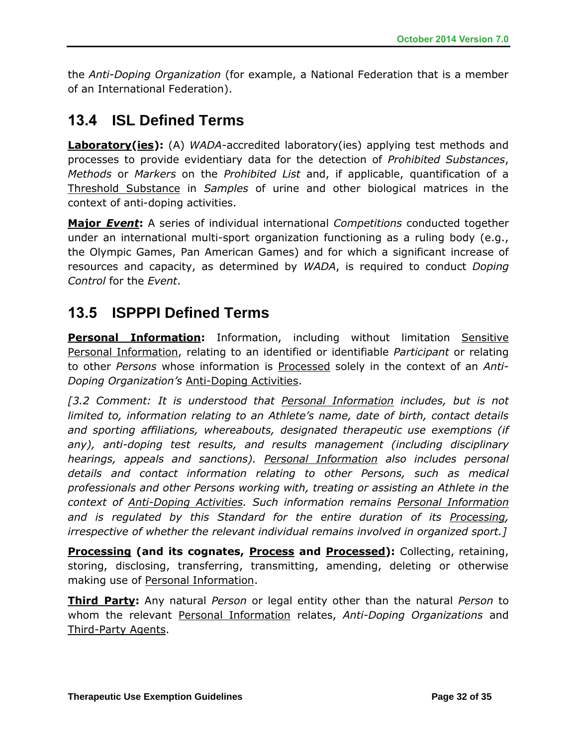the *Anti-Doping Organization* (for example, a National Federation that is a member of an International Federation).

## 13.4 ISL Defined Terms

**Laboratory(ies):** (A) *WADA*-accredited laboratory(ies) applying test methods and processes to provide evidentiary data for the detection of *Prohibited Substances*, *Methods* or *Markers* on the *Prohibited List* and, if applicable, quantification of a Threshold Substance in *Samples* of urine and other biological matrices in the context of anti-doping activities.

**Major *Event*:** A series of individual international *Competitions* conducted together under an international multi-sport organization functioning as a ruling body (e.g., the Olympic Games, Pan American Games) and for which a significant increase of resources and capacity, as determined by *WADA*, is required to conduct *Doping Control* for the *Event*.

## 13.5 ISPPPI Defined Terms

**Personal Information:** Information, including without limitation Sensitive Personal Information, relating to an identified or identifiable *Participant* or relating to other *Persons* whose information is Processed solely in the context of an *Anti-Doping Organization's* Anti-Doping Activities.

*[3.2 Comment: It is understood that Personal Information includes, but is not limited to, information relating to an Athlete's name, date of birth, contact details and sporting affiliations, whereabouts, designated therapeutic use exemptions (if any), anti-doping test results, and results management (including disciplinary hearings, appeals and sanctions). Personal Information also includes personal details and contact information relating to other Persons, such as medical professionals and other Persons working with, treating or assisting an Athlete in the context of Anti-Doping Activities. Such information remains Personal Information and is regulated by this Standard for the entire duration of its Processing, irrespective of whether the relevant individual remains involved in organized sport.]*

**Processing (and its cognates, Process and Processed):** Collecting, retaining, storing, disclosing, transferring, transmitting, amending, deleting or otherwise making use of Personal Information.

**Third Party:** Any natural *Person* or legal entity other than the natural *Person* to whom the relevant Personal Information relates, *Anti-Doping Organizations* and Third-Party Agents.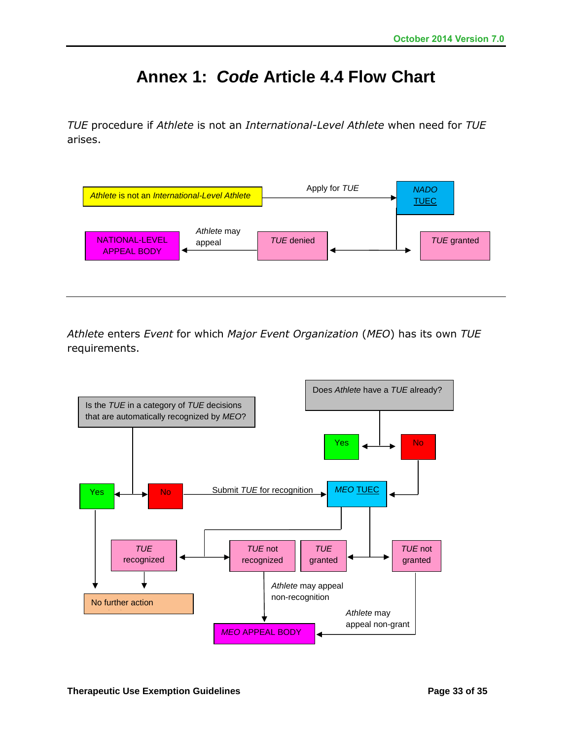# Annex 1: *Code* Article 4.4 Flow Chart

*TUE* procedure if *Athlete* is not an *International-Level Athlete* when need for *TUE* arises.

*Athlete* is not an *International-Level Athlete*

Apply for *TUE*

*NADO* TUEC

NATIONAL-LEVEL APPEAL BODY

*Athlete* may appeal

*TUE* denied

*TUE* granted

---

*Athlete* enters *Event* for which *Major Event Organization* (*MEO*) has its own *TUE* requirements.

Is the *TUE* in a category of *TUE* decisions that are automatically recognized by *MEO*?

Does *Athlete* have a *TUE* already?

Yes

No

Yes

No

Submit *TUE* for recognition

*MEO* TUEC

*TUE* recognized

*TUE* not recognized

*TUE* granted

*TUE* not granted

No further action

*Athlete* may appeal non-recognition

*Athlete* may appeal non-grant

*MEO* APPEAL BODY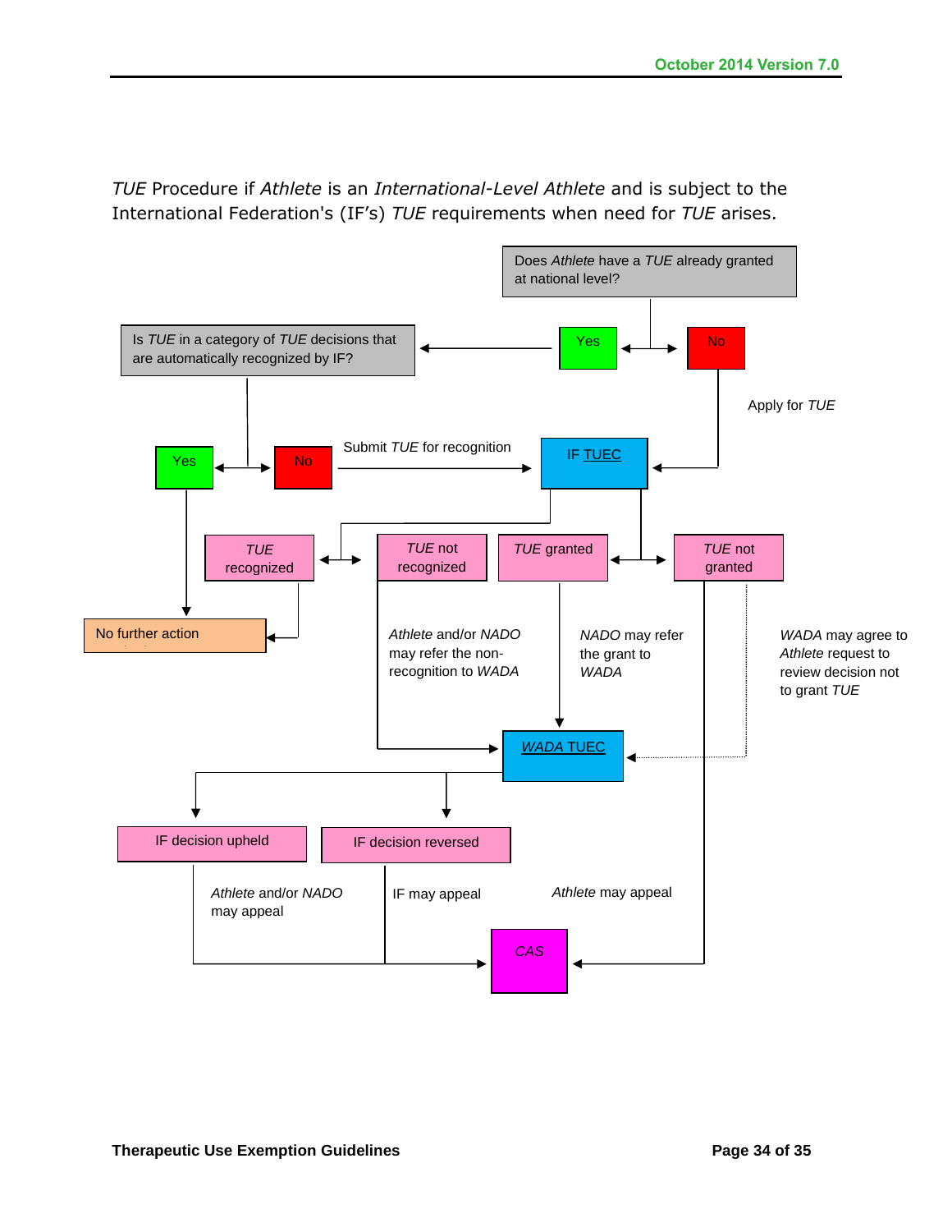*TUE* Procedure if *Athlete* is an *International-Level Athlete* and is subject to the International Federation's (IF's) *TUE* requirements when need for *TUE* arises.

Does *Athlete* have a *TUE* already granted at national level?

Yes

No

Is *TUE* in a category of *TUE* decisions that are automatically recognized by IF?

Apply for *TUE*

Yes

No

Submit *TUE* for recognition

IF TUEC

*TUE* recognized

*TUE* not recognized

*TUE* granted

*TUE* not granted

No further action

*Athlete* and/or *NADO* may refer the non-recognition to *WADA*

*NADO* may refer the grant to *WADA*

*WADA* may agree to *Athlete* request to review decision not to grant *TUE*

*WADA* TUEC

IF decision upheld

IF decision reversed

*Athlete* and/or *NADO* may appeal

IF may appeal

*Athlete* may appeal

*CAS*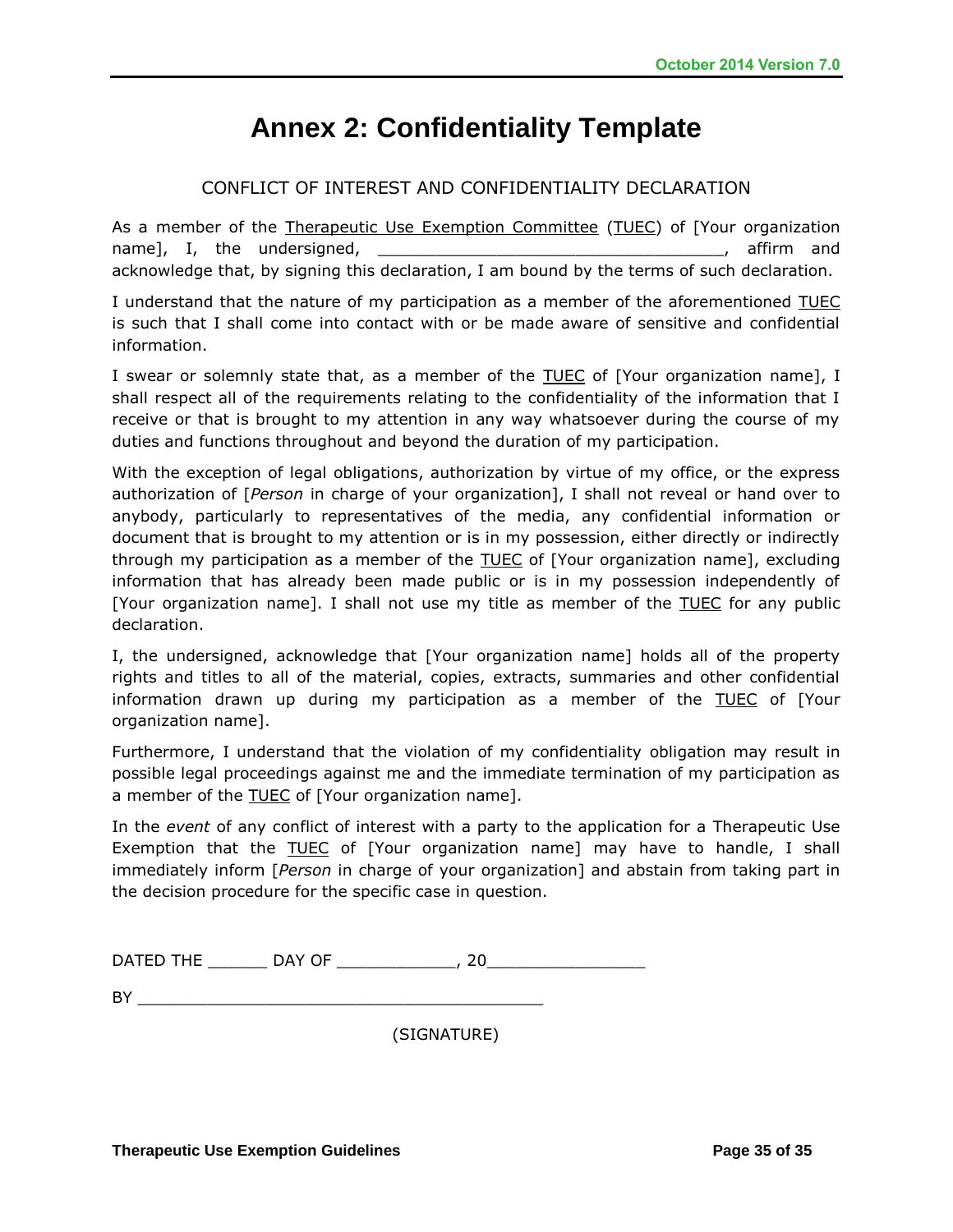# Annex 2: Confidentiality Template

CONFLICT OF INTEREST AND CONFIDENTIALITY DECLARATION

As a member of the Therapeutic Use Exemption Committee (TUEC) of [Your organization name], I, the undersigned, ___________________________________, affirm and acknowledge that, by signing this declaration, I am bound by the terms of such declaration.

I understand that the nature of my participation as a member of the aforementioned TUEC is such that I shall come into contact with or be made aware of sensitive and confidential information.

I swear or solemnly state that, as a member of the TUEC of [Your organization name], I shall respect all of the requirements relating to the confidentiality of the information that I receive or that is brought to my attention in any way whatsoever during the course of my duties and functions throughout and beyond the duration of my participation.

With the exception of legal obligations, authorization by virtue of my office, or the express authorization of [*Person* in charge of your organization], I shall not reveal or hand over to anybody, particularly to representatives of the media, any confidential information or document that is brought to my attention or is in my possession, either directly or indirectly through my participation as a member of the TUEC of [Your organization name], excluding information that has already been made public or is in my possession independently of [Your organization name]. I shall not use my title as member of the TUEC for any public declaration.

I, the undersigned, acknowledge that [Your organization name] holds all of the property rights and titles to all of the material, copies, extracts, summaries and other confidential information drawn up during my participation as a member of the TUEC of [Your organization name].

Furthermore, I understand that the violation of my confidentiality obligation may result in possible legal proceedings against me and the immediate termination of my participation as a member of the TUEC of [Your organization name].

In the *event* of any conflict of interest with a party to the application for a Therapeutic Use Exemption that the TUEC of [Your organization name] may have to handle, I shall immediately inform [*Person* in charge of your organization] and abstain from taking part in the decision procedure for the specific case in question.

DATED THE ______ DAY OF ____________, 20________________

BY ________________________________________

(SIGNATURE)